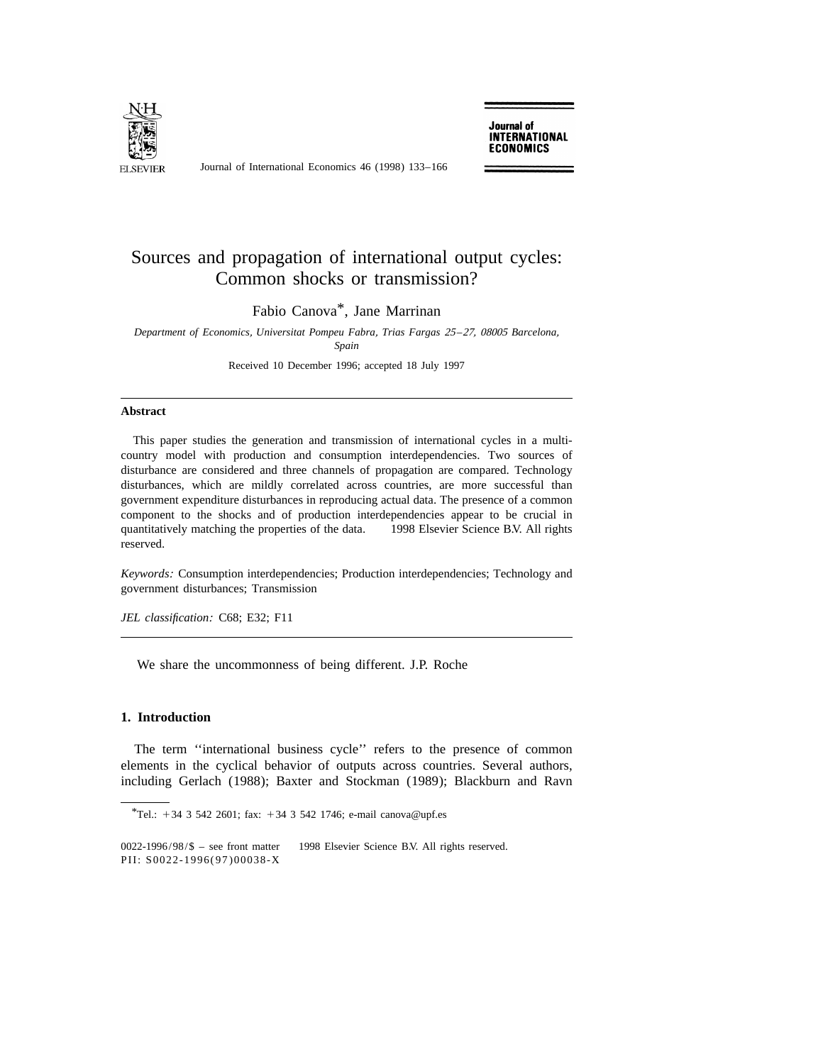# Sources and propagation of international output cycles: Common shocks or transmission?

Fabio Canova*, Jane Marrinan

*Department of Economics, Universitat Pompeu Fabra, Trias Fargas 25–27, 08005 Barcelona, Spain*

Received 10 December 1996; accepted 18 July 1997

---

**Abstract**

This paper studies the generation and transmission of international cycles in a multi-country model with production and consumption interdependencies. Two sources of disturbance are considered and three channels of propagation are compared. Technology disturbances, which are mildly correlated across countries, are more successful than government expenditure disturbances in reproducing actual data. The presence of a common component to the shocks and of production interdependencies appear to be crucial in quantitatively matching the properties of the data. © 1998 Elsevier Science B.V. All rights reserved.

*Keywords:* Consumption interdependencies; Production interdependencies; Technology and government disturbances; Transmission

*JEL classification:* C68; E32; F11

---

We share the uncommonness of being different. J.P. Roche

## 1. Introduction

The term ''international business cycle'' refers to the presence of common elements in the cyclical behavior of outputs across countries. Several authors, including Gerlach (1988); Baxter and Stockman (1989); Blackburn and Ravn

---

*Tel.: +34 3 542 2601; fax: +34 3 542 1746; e-mail canova@upf.es

0022-1996/98/$ – see front matter © 1998 Elsevier Science B.V. All rights reserved.
PII: S0022-1996(97)00038-X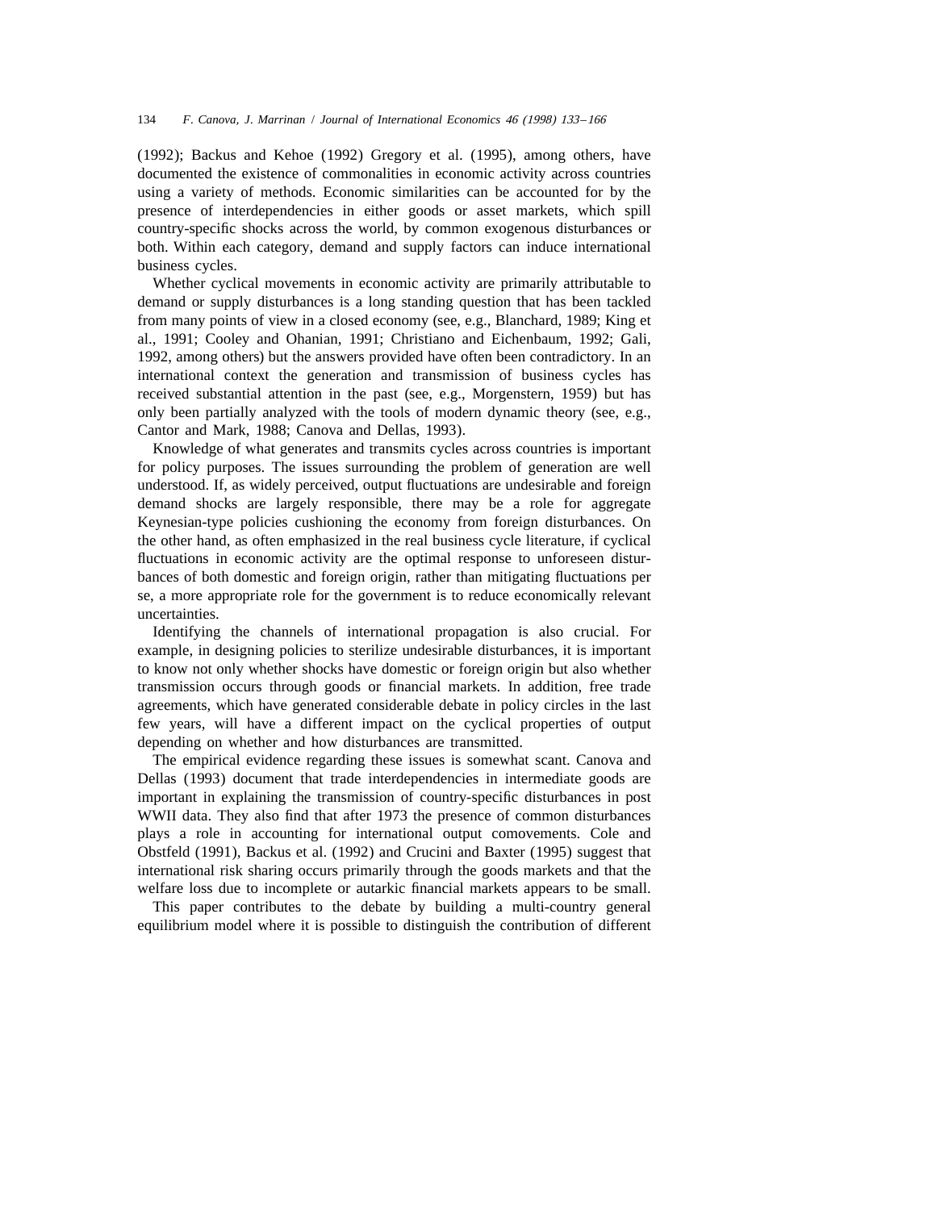(1992); Backus and Kehoe (1992) Gregory et al. (1995), among others, have documented the existence of commonalities in economic activity across countries using a variety of methods. Economic similarities can be accounted for by the presence of interdependencies in either goods or asset markets, which spill country-specific shocks across the world, by common exogenous disturbances or both. Within each category, demand and supply factors can induce international business cycles.

Whether cyclical movements in economic activity are primarily attributable to demand or supply disturbances is a long standing question that has been tackled from many points of view in a closed economy (see, e.g., Blanchard, 1989; King et al., 1991; Cooley and Ohanian, 1991; Christiano and Eichenbaum, 1992; Gali, 1992, among others) but the answers provided have often been contradictory. In an international context the generation and transmission of business cycles has received substantial attention in the past (see, e.g., Morgenstern, 1959) but has only been partially analyzed with the tools of modern dynamic theory (see, e.g., Cantor and Mark, 1988; Canova and Dellas, 1993).

Knowledge of what generates and transmits cycles across countries is important for policy purposes. The issues surrounding the problem of generation are well understood. If, as widely perceived, output fluctuations are undesirable and foreign demand shocks are largely responsible, there may be a role for aggregate Keynesian-type policies cushioning the economy from foreign disturbances. On the other hand, as often emphasized in the real business cycle literature, if cyclical fluctuations in economic activity are the optimal response to unforeseen disturbances of both domestic and foreign origin, rather than mitigating fluctuations per se, a more appropriate role for the government is to reduce economically relevant uncertainties.

Identifying the channels of international propagation is also crucial. For example, in designing policies to sterilize undesirable disturbances, it is important to know not only whether shocks have domestic or foreign origin but also whether transmission occurs through goods or financial markets. In addition, free trade agreements, which have generated considerable debate in policy circles in the last few years, will have a different impact on the cyclical properties of output depending on whether and how disturbances are transmitted.

The empirical evidence regarding these issues is somewhat scant. Canova and Dellas (1993) document that trade interdependencies in intermediate goods are important in explaining the transmission of country-specific disturbances in post WWII data. They also find that after 1973 the presence of common disturbances plays a role in accounting for international output comovements. Cole and Obstfeld (1991), Backus et al. (1992) and Crucini and Baxter (1995) suggest that international risk sharing occurs primarily through the goods markets and that the welfare loss due to incomplete or autarkic financial markets appears to be small.

This paper contributes to the debate by building a multi-country general equilibrium model where it is possible to distinguish the contribution of different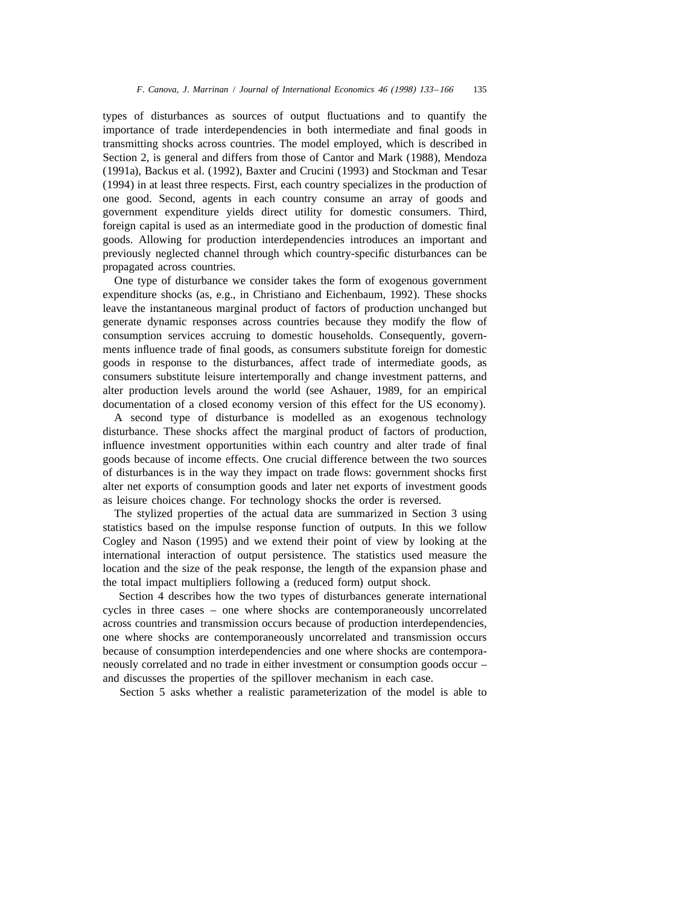types of disturbances as sources of output fluctuations and to quantify the importance of trade interdependencies in both intermediate and final goods in transmitting shocks across countries. The model employed, which is described in Section 2, is general and differs from those of Cantor and Mark (1988), Mendoza (1991a), Backus et al. (1992), Baxter and Crucini (1993) and Stockman and Tesar (1994) in at least three respects. First, each country specializes in the production of one good. Second, agents in each country consume an array of goods and government expenditure yields direct utility for domestic consumers. Third, foreign capital is used as an intermediate good in the production of domestic final goods. Allowing for production interdependencies introduces an important and previously neglected channel through which country-specific disturbances can be propagated across countries.

One type of disturbance we consider takes the form of exogenous government expenditure shocks (as, e.g., in Christiano and Eichenbaum, 1992). These shocks leave the instantaneous marginal product of factors of production unchanged but generate dynamic responses across countries because they modify the flow of consumption services accruing to domestic households. Consequently, governments influence trade of final goods, as consumers substitute foreign for domestic goods in response to the disturbances, affect trade of intermediate goods, as consumers substitute leisure intertemporally and change investment patterns, and alter production levels around the world (see Ashauer, 1989, for an empirical documentation of a closed economy version of this effect for the US economy).

A second type of disturbance is modelled as an exogenous technology disturbance. These shocks affect the marginal product of factors of production, influence investment opportunities within each country and alter trade of final goods because of income effects. One crucial difference between the two sources of disturbances is in the way they impact on trade flows: government shocks first alter net exports of consumption goods and later net exports of investment goods as leisure choices change. For technology shocks the order is reversed.

The stylized properties of the actual data are summarized in Section 3 using statistics based on the impulse response function of outputs. In this we follow Cogley and Nason (1995) and we extend their point of view by looking at the international interaction of output persistence. The statistics used measure the location and the size of the peak response, the length of the expansion phase and the total impact multipliers following a (reduced form) output shock.

Section 4 describes how the two types of disturbances generate international cycles in three cases – one where shocks are contemporaneously uncorrelated across countries and transmission occurs because of production interdependencies, one where shocks are contemporaneously uncorrelated and transmission occurs because of consumption interdependencies and one where shocks are contemporaneously correlated and no trade in either investment or consumption goods occur – and discusses the properties of the spillover mechanism in each case.

Section 5 asks whether a realistic parameterization of the model is able to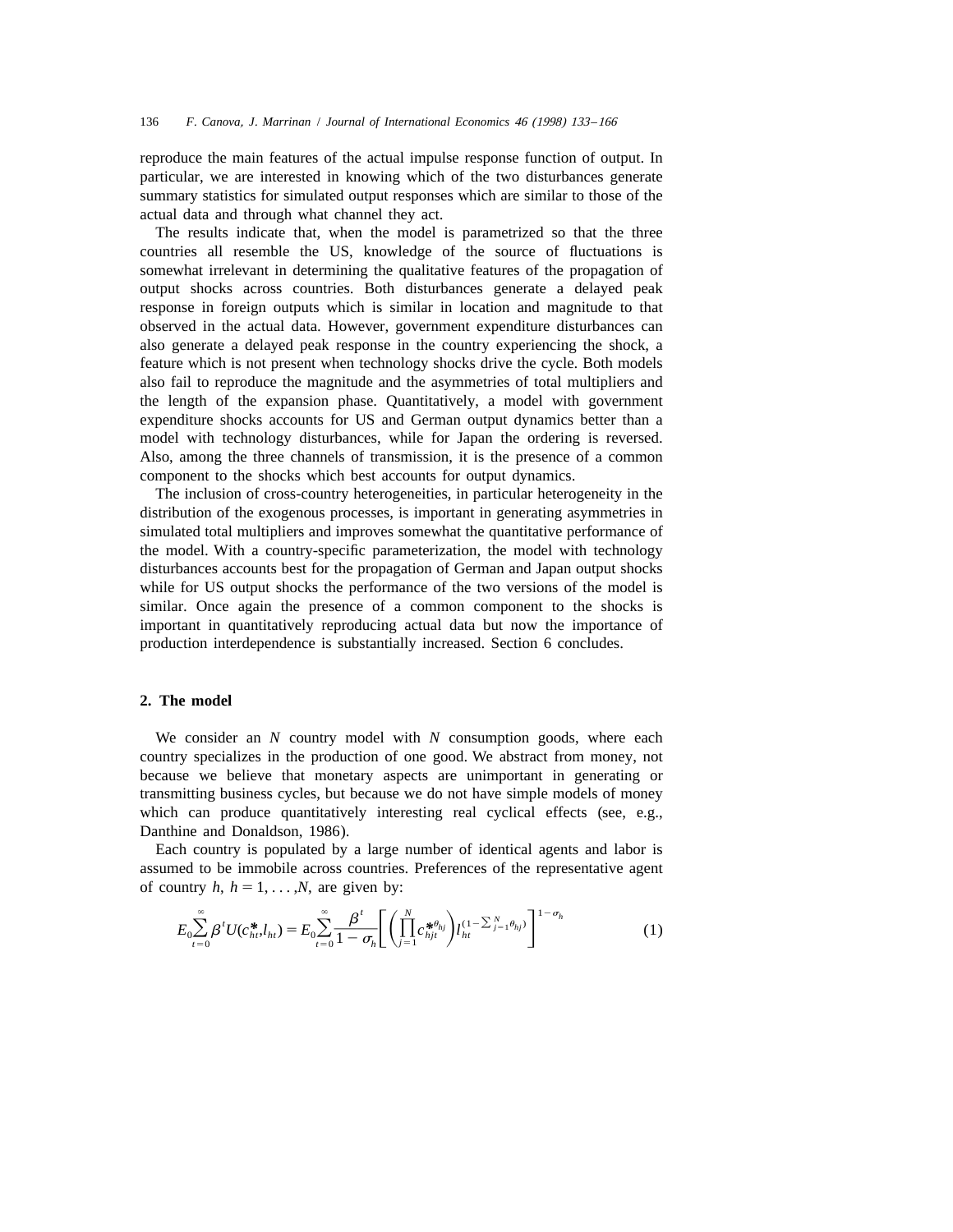reproduce the main features of the actual impulse response function of output. In particular, we are interested in knowing which of the two disturbances generate summary statistics for simulated output responses which are similar to those of the actual data and through what channel they act.

The results indicate that, when the model is parametrized so that the three countries all resemble the US, knowledge of the source of fluctuations is somewhat irrelevant in determining the qualitative features of the propagation of output shocks across countries. Both disturbances generate a delayed peak response in foreign outputs which is similar in location and magnitude to that observed in the actual data. However, government expenditure disturbances can also generate a delayed peak response in the country experiencing the shock, a feature which is not present when technology shocks drive the cycle. Both models also fail to reproduce the magnitude and the asymmetries of total multipliers and the length of the expansion phase. Quantitatively, a model with government expenditure shocks accounts for US and German output dynamics better than a model with technology disturbances, while for Japan the ordering is reversed. Also, among the three channels of transmission, it is the presence of a common component to the shocks which best accounts for output dynamics.

The inclusion of cross-country heterogeneities, in particular heterogeneity in the distribution of the exogenous processes, is important in generating asymmetries in simulated total multipliers and improves somewhat the quantitative performance of the model. With a country-specific parameterization, the model with technology disturbances accounts best for the propagation of German and Japan output shocks while for US output shocks the performance of the two versions of the model is similar. Once again the presence of a common component to the shocks is important in quantitatively reproducing actual data but now the importance of production interdependence is substantially increased. Section 6 concludes.

## 2. The model

We consider an $N$ country model with $N$ consumption goods, where each country specializes in the production of one good. We abstract from money, not because we believe that monetary aspects are unimportant in generating or transmitting business cycles, but because we do not have simple models of money which can produce quantitatively interesting real cyclical effects (see, e.g., Danthine and Donaldson, 1986).

Each country is populated by a large number of identical agents and labor is assumed to be immobile across countries. Preferences of the representative agent of country $h$, $h = 1, \ldots, N$, are given by:

$$E_0 \sum_{t=0}^{\infty} \beta^t U(c^*_{ht}, l_{ht}) = E_0 \sum_{t=0}^{\infty} \frac{\beta^t}{1-\sigma_h} \left[ \left( \prod_{j=1}^{N} c^{*\theta_{hj}}_{hjt} \right) l_{ht}^{(1-\sum_{j=1}^{N}\theta_{hj})} \right]^{1-\sigma_h} \tag{1}$$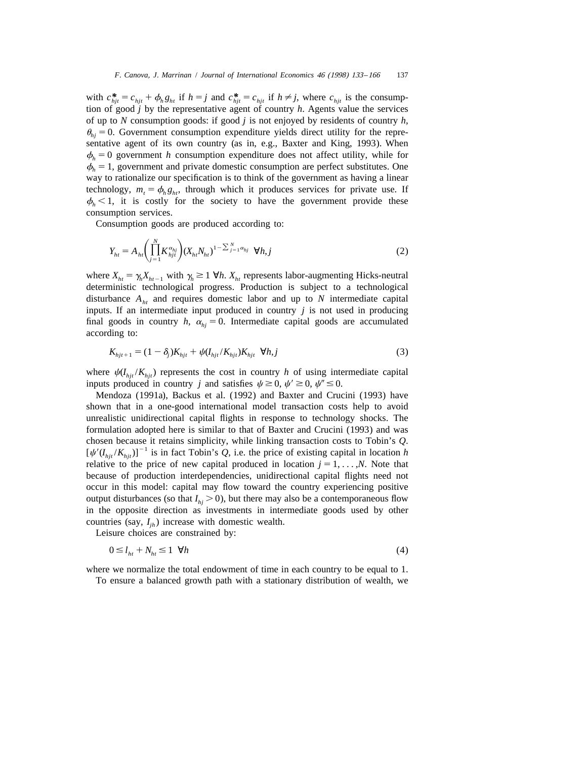with $c^*_{hjt} = c_{hjt} + \phi_h g_{ht}$ if $h = j$ and $c^*_{hjt} = c_{hjt}$ if $h \neq j$, where $c_{hjt}$ is the consumption of good $j$ by the representative agent of country $h$. Agents value the services of up to $N$ consumption goods: if good $j$ is not enjoyed by residents of country $h$, $\theta_{hj} = 0$. Government consumption expenditure yields direct utility for the representative agent of its own country (as in, e.g., Baxter and King, 1993). When $\phi_h = 0$ government $h$ consumption expenditure does not affect utility, while for $\phi_h = 1$, government and private domestic consumption are perfect substitutes. One way to rationalize our specification is to think of the government as having a linear technology, $m_t = \phi_h g_{ht}$, through which it produces services for private use. If $\phi_h < 1$, it is costly for the society to have the government provide these consumption services.

Consumption goods are produced according to:

$$Y_{ht} = A_{ht}\left(\prod_{j=1}^{N} K_{hjt}^{\alpha_{hj}}\right)(X_{ht}N_{ht})^{1-\sum_{j=1}^{N}\alpha_{hj}} \quad \forall h,j \tag{2}$$

where $X_{ht} = \gamma_h X_{ht-1}$ with $\gamma_h \geq 1$ $\forall h$. $X_{ht}$ represents labor-augmenting Hicks-neutral deterministic technological progress. Production is subject to a technological disturbance $A_{ht}$ and requires domestic labor and up to $N$ intermediate capital inputs. If an intermediate input produced in country $j$ is not used in producing final goods in country $h$, $\alpha_{hj} = 0$. Intermediate capital goods are accumulated according to:

$$K_{hjt+1} = (1 - \delta_j)K_{hjt} + \psi(I_{hjt}/K_{hjt})K_{hjt} \quad \forall h,j \tag{3}$$

where $\psi(I_{hjt}/K_{hjt})$ represents the cost in country $h$ of using intermediate capital inputs produced in country $j$ and satisfies $\psi \geq 0$, $\psi' \geq 0$, $\psi'' \leq 0$.

Mendoza (1991a), Backus et al. (1992) and Baxter and Crucini (1993) have shown that in a one-good international model transaction costs help to avoid unrealistic unidirectional capital flights in response to technology shocks. The formulation adopted here is similar to that of Baxter and Crucini (1993) and was chosen because it retains simplicity, while linking transaction costs to Tobin's $Q$. $[\psi'(I_{hjt}/K_{hjt})]^{-1}$ is in fact Tobin's $Q$, i.e. the price of existing capital in location $h$ relative to the price of new capital produced in location $j = 1, \ldots, N$. Note that because of production interdependencies, unidirectional capital flights need not occur in this model: capital may flow toward the country experiencing positive output disturbances (so that $I_{hj} > 0$), but there may also be a contemporaneous flow in the opposite direction as investments in intermediate goods used by other countries (say, $I_{jh}$) increase with domestic wealth.

Leisure choices are constrained by:

$$0 \leq l_{ht} + N_{ht} \leq 1 \quad \forall h \tag{4}$$

where we normalize the total endowment of time in each country to be equal to 1.

To ensure a balanced growth path with a stationary distribution of wealth, we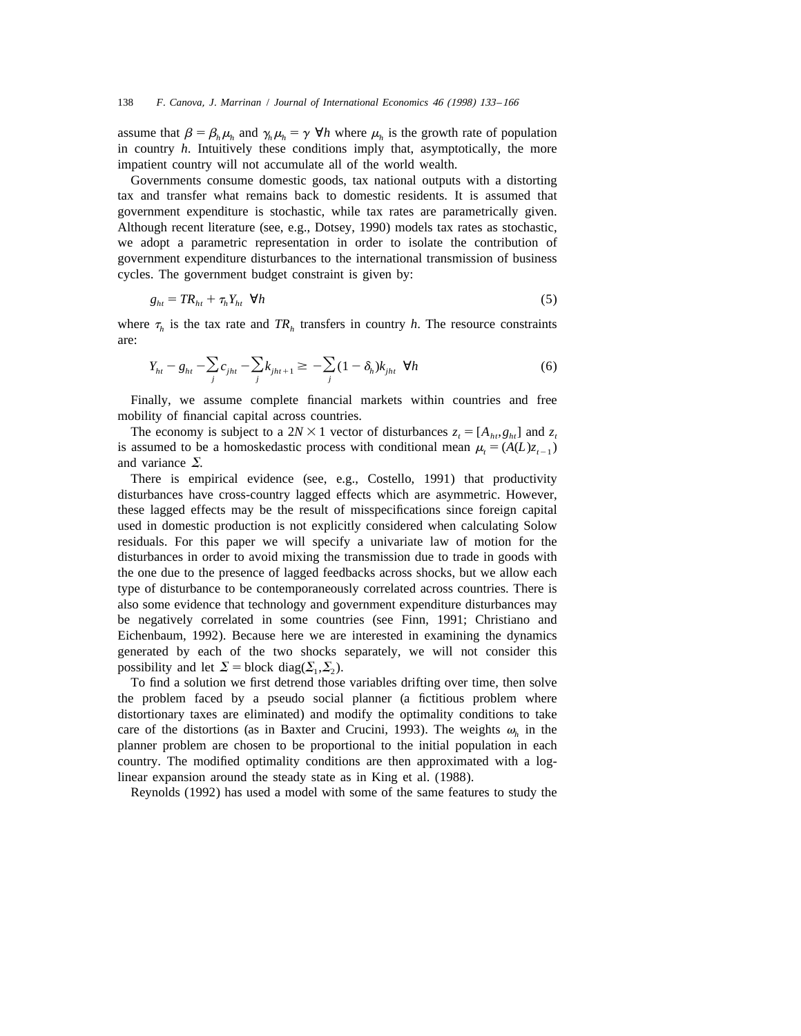assume that $\beta = \beta_h \mu_h$ and $\gamma_h \mu_h = \gamma \ \forall h$ where $\mu_h$ is the growth rate of population in country $h$. Intuitively these conditions imply that, asymptotically, the more impatient country will not accumulate all of the world wealth.

Governments consume domestic goods, tax national outputs with a distorting tax and transfer what remains back to domestic residents. It is assumed that government expenditure is stochastic, while tax rates are parametrically given. Although recent literature (see, e.g., Dotsey, 1990) models tax rates as stochastic, we adopt a parametric representation in order to isolate the contribution of government expenditure disturbances to the international transmission of business cycles. The government budget constraint is given by:

$$g_{ht} = TR_{ht} + \tau_h Y_{ht} \ \ \forall h \tag{5}$$

where $\tau_h$ is the tax rate and $TR_h$ transfers in country $h$. The resource constraints are:

$$Y_{ht} - g_{ht} - \sum_j c_{jht} - \sum_j k_{jht+1} \geq -\sum_j (1 - \delta_h) k_{jht} \ \ \forall h \tag{6}$$

Finally, we assume complete financial markets within countries and free mobility of financial capital across countries.

The economy is subject to a $2N \times 1$ vector of disturbances $z_t = [A_{ht}, g_{ht}]$ and $z_t$ is assumed to be a homoskedastic process with conditional mean $\mu_t = (A(L)z_{t-1})$ and variance $\Sigma$.

There is empirical evidence (see, e.g., Costello, 1991) that productivity disturbances have cross-country lagged effects which are asymmetric. However, these lagged effects may be the result of misspecifications since foreign capital used in domestic production is not explicitly considered when calculating Solow residuals. For this paper we will specify a univariate law of motion for the disturbances in order to avoid mixing the transmission due to trade in goods with the one due to the presence of lagged feedbacks across shocks, but we allow each type of disturbance to be contemporaneously correlated across countries. There is also some evidence that technology and government expenditure disturbances may be negatively correlated in some countries (see Finn, 1991; Christiano and Eichenbaum, 1992). Because here we are interested in examining the dynamics generated by each of the two shocks separately, we will not consider this possibility and let $\Sigma = \text{block diag}(\Sigma_1, \Sigma_2)$.

To find a solution we first detrend those variables drifting over time, then solve the problem faced by a pseudo social planner (a fictitious problem where distortionary taxes are eliminated) and modify the optimality conditions to take care of the distortions (as in Baxter and Crucini, 1993). The weights $\omega_h$ in the planner problem are chosen to be proportional to the initial population in each country. The modified optimality conditions are then approximated with a log-linear expansion around the steady state as in King et al. (1988).

Reynolds (1992) has used a model with some of the same features to study the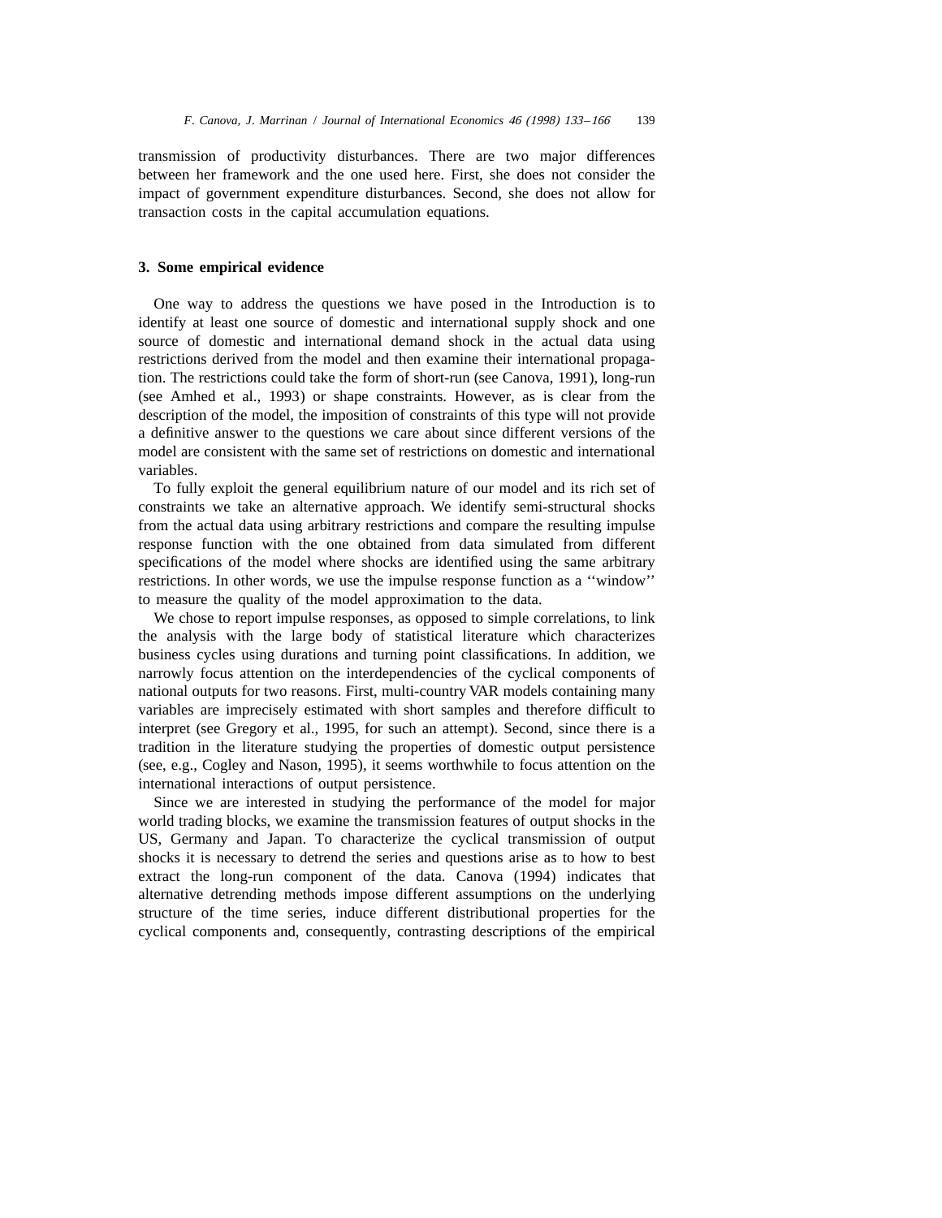transmission of productivity disturbances. There are two major differences between her framework and the one used here. First, she does not consider the impact of government expenditure disturbances. Second, she does not allow for transaction costs in the capital accumulation equations.

## 3. Some empirical evidence

One way to address the questions we have posed in the Introduction is to identify at least one source of domestic and international supply shock and one source of domestic and international demand shock in the actual data using restrictions derived from the model and then examine their international propagation. The restrictions could take the form of short-run (see Canova, 1991), long-run (see Amhed et al., 1993) or shape constraints. However, as is clear from the description of the model, the imposition of constraints of this type will not provide a definitive answer to the questions we care about since different versions of the model are consistent with the same set of restrictions on domestic and international variables.

To fully exploit the general equilibrium nature of our model and its rich set of constraints we take an alternative approach. We identify semi-structural shocks from the actual data using arbitrary restrictions and compare the resulting impulse response function with the one obtained from data simulated from different specifications of the model where shocks are identified using the same arbitrary restrictions. In other words, we use the impulse response function as a ''window'' to measure the quality of the model approximation to the data.

We chose to report impulse responses, as opposed to simple correlations, to link the analysis with the large body of statistical literature which characterizes business cycles using durations and turning point classifications. In addition, we narrowly focus attention on the interdependencies of the cyclical components of national outputs for two reasons. First, multi-country VAR models containing many variables are imprecisely estimated with short samples and therefore difficult to interpret (see Gregory et al., 1995, for such an attempt). Second, since there is a tradition in the literature studying the properties of domestic output persistence (see, e.g., Cogley and Nason, 1995), it seems worthwhile to focus attention on the international interactions of output persistence.

Since we are interested in studying the performance of the model for major world trading blocks, we examine the transmission features of output shocks in the US, Germany and Japan. To characterize the cyclical transmission of output shocks it is necessary to detrend the series and questions arise as to how to best extract the long-run component of the data. Canova (1994) indicates that alternative detrending methods impose different assumptions on the underlying structure of the time series, induce different distributional properties for the cyclical components and, consequently, contrasting descriptions of the empirical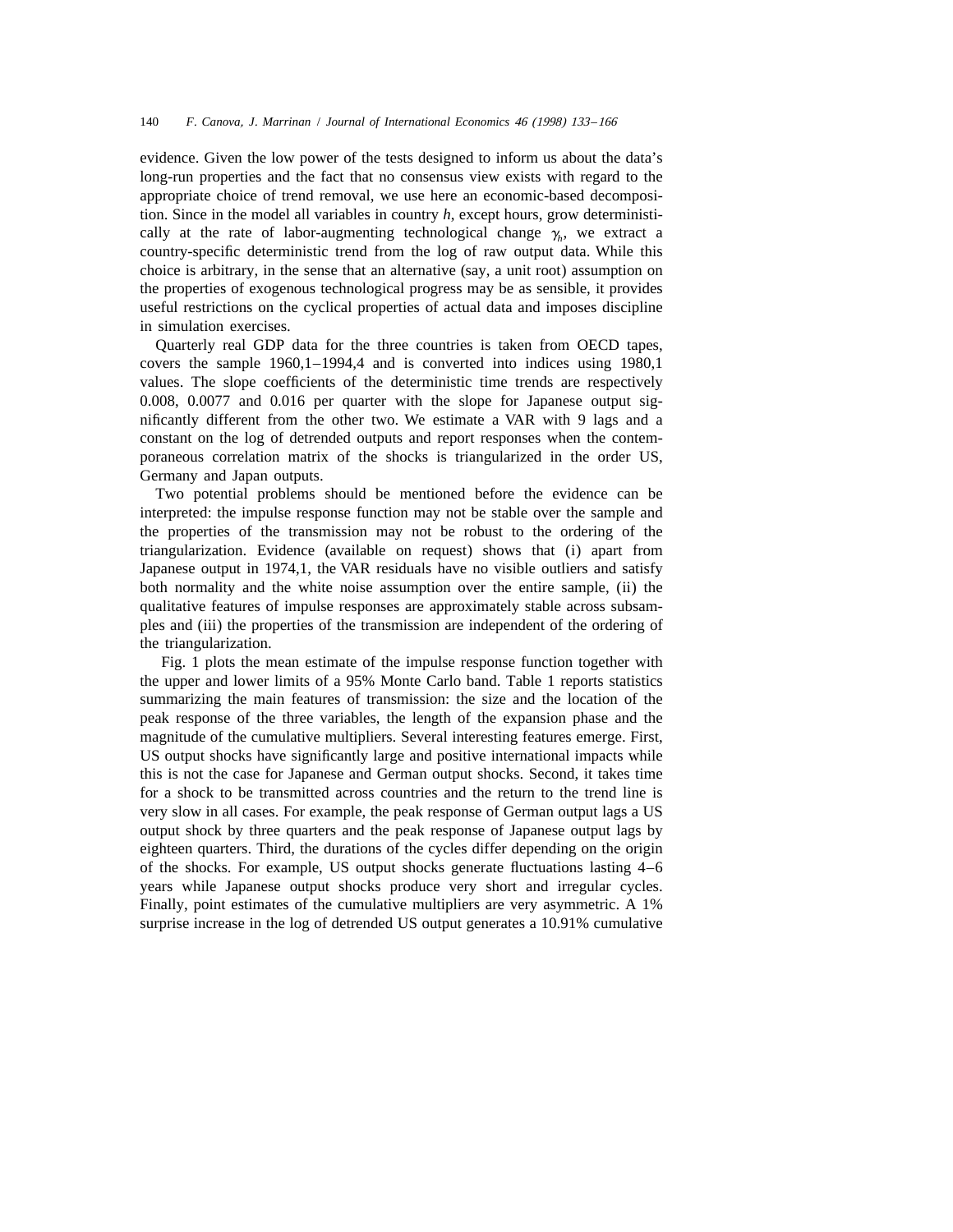evidence. Given the low power of the tests designed to inform us about the data's long-run properties and the fact that no consensus view exists with regard to the appropriate choice of trend removal, we use here an economic-based decomposition. Since in the model all variables in country *h*, except hours, grow deterministically at the rate of labor-augmenting technological change $\gamma_h$, we extract a country-specific deterministic trend from the log of raw output data. While this choice is arbitrary, in the sense that an alternative (say, a unit root) assumption on the properties of exogenous technological progress may be as sensible, it provides useful restrictions on the cyclical properties of actual data and imposes discipline in simulation exercises.

Quarterly real GDP data for the three countries is taken from OECD tapes, covers the sample 1960,1–1994,4 and is converted into indices using 1980,1 values. The slope coefficients of the deterministic time trends are respectively 0.008, 0.0077 and 0.016 per quarter with the slope for Japanese output significantly different from the other two. We estimate a VAR with 9 lags and a constant on the log of detrended outputs and report responses when the contemporaneous correlation matrix of the shocks is triangularized in the order US, Germany and Japan outputs.

Two potential problems should be mentioned before the evidence can be interpreted: the impulse response function may not be stable over the sample and the properties of the transmission may not be robust to the ordering of the triangularization. Evidence (available on request) shows that (i) apart from Japanese output in 1974,1, the VAR residuals have no visible outliers and satisfy both normality and the white noise assumption over the entire sample, (ii) the qualitative features of impulse responses are approximately stable across subsamples and (iii) the properties of the transmission are independent of the ordering of the triangularization.

Fig. 1 plots the mean estimate of the impulse response function together with the upper and lower limits of a 95% Monte Carlo band. Table 1 reports statistics summarizing the main features of transmission: the size and the location of the peak response of the three variables, the length of the expansion phase and the magnitude of the cumulative multipliers. Several interesting features emerge. First, US output shocks have significantly large and positive international impacts while this is not the case for Japanese and German output shocks. Second, it takes time for a shock to be transmitted across countries and the return to the trend line is very slow in all cases. For example, the peak response of German output lags a US output shock by three quarters and the peak response of Japanese output lags by eighteen quarters. Third, the durations of the cycles differ depending on the origin of the shocks. For example, US output shocks generate fluctuations lasting 4–6 years while Japanese output shocks produce very short and irregular cycles. Finally, point estimates of the cumulative multipliers are very asymmetric. A 1% surprise increase in the log of detrended US output generates a 10.91% cumulative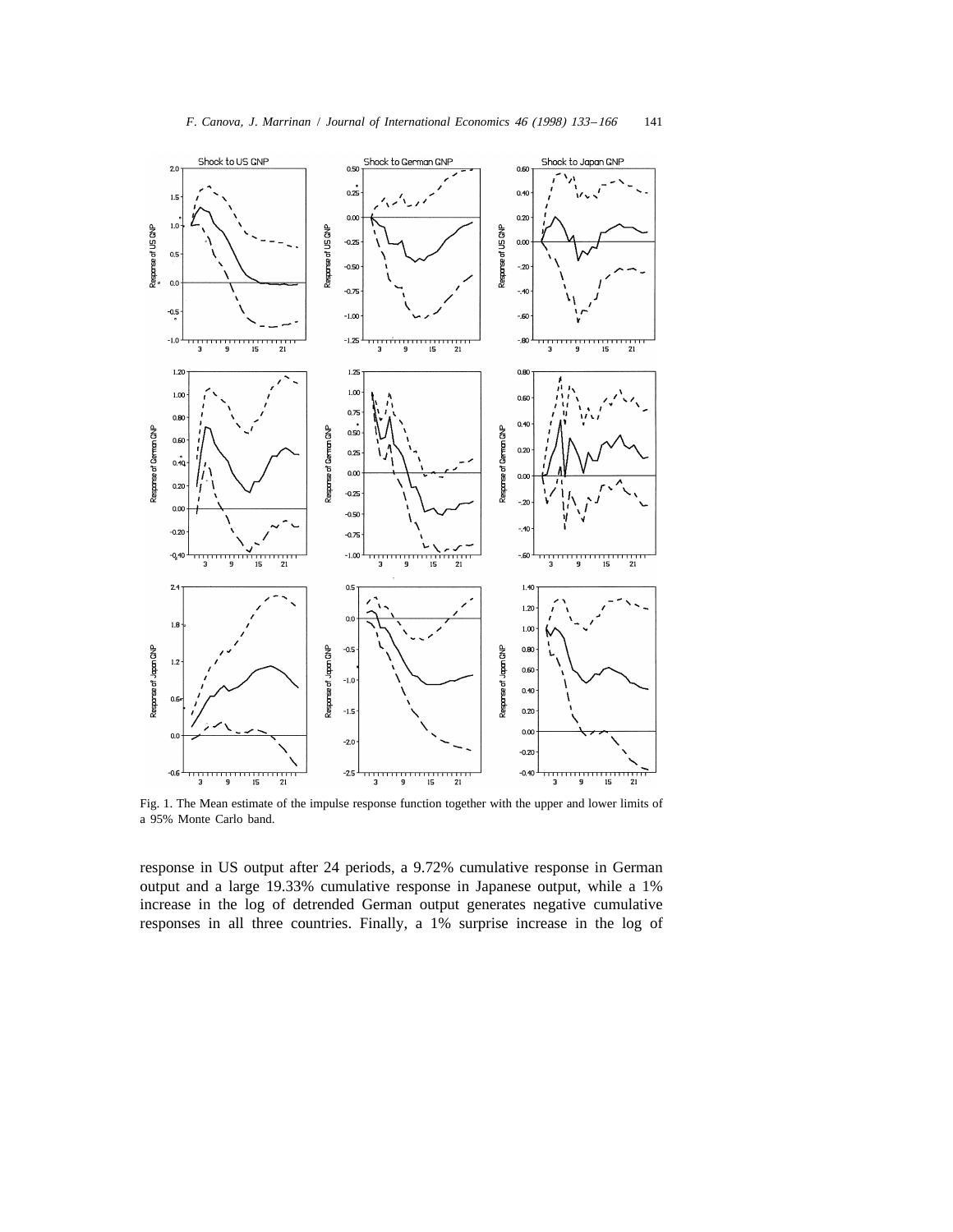Fig. 1. The Mean estimate of the impulse response function together with the upper and lower limits of a 95% Monte Carlo band.

response in US output after 24 periods, a 9.72% cumulative response in German output and a large 19.33% cumulative response in Japanese output, while a 1% increase in the log of detrended German output generates negative cumulative responses in all three countries. Finally, a 1% surprise increase in the log of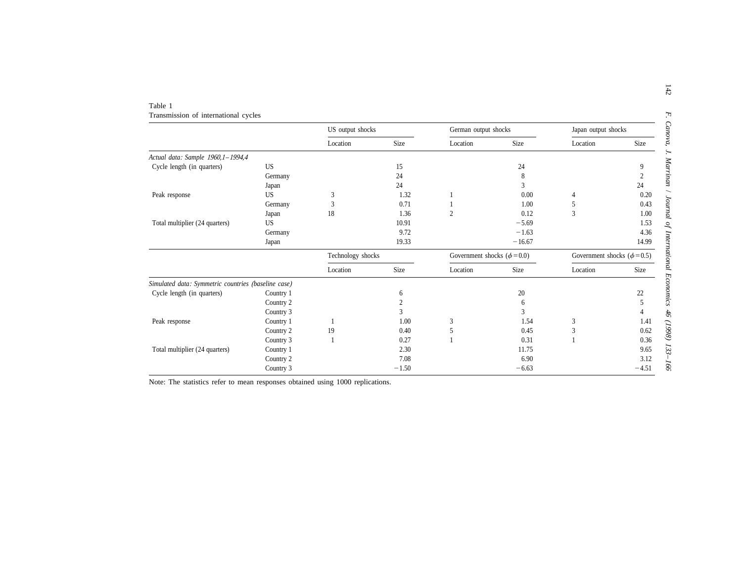Table 1
Transmission of international cycles

| | | US output shocks | | German output shocks | | Japan output shocks | |
|---|---|---|---|---|---|---|---|
| | | Location | Size | Location | Size | Location | Size |
| *Actual data: Sample 1960,1–1994,4* | | | | | | | |
| Cycle length (in quarters) | US | | 15 | | 24 | | 9 |
| | Germany | | 24 | | 8 | | 2 |
| | Japan | | 24 | | 3 | | 24 |
| Peak response | US | 3 | 1.32 | 1 | 0.00 | 4 | 0.20 |
| | Germany | 3 | 0.71 | 1 | 1.00 | 5 | 0.43 |
| | Japan | 18 | 1.36 | 2 | 0.12 | 3 | 1.00 |
| Total multiplier (24 quarters) | US | | 10.91 | | −5.69 | | 1.53 |
| | Germany | | 9.72 | | −1.63 | | 4.36 |
| | Japan | | 19.33 | | −16.67 | | 14.99 |
| | | Technology shocks | | Government shocks ($\phi = 0.0$) | | Government shocks ($\phi = 0.5$) | |
| | | Location | Size | Location | Size | Location | Size |
| *Simulated data: Symmetric countries (baseline case)* | | | | | | | |
| Cycle length (in quarters) | Country 1 | | 6 | | 20 | | 22 |
| | Country 2 | | 2 | | 6 | | 5 |
| | Country 3 | | 3 | | 3 | | 4 |
| Peak response | Country 1 | 1 | 1.00 | 3 | 1.54 | 3 | 1.41 |
| | Country 2 | 19 | 0.40 | 5 | 0.45 | 3 | 0.62 |
| | Country 3 | 1 | 0.27 | 1 | 0.31 | 1 | 0.36 |
| Total multiplier (24 quarters) | Country 1 | | 2.30 | | 11.75 | | 9.65 |
| | Country 2 | | 7.08 | | 6.90 | | 3.12 |
| | Country 3 | | −1.50 | | −6.63 | | −4.51 |

Note: The statistics refer to mean responses obtained using 1000 replications.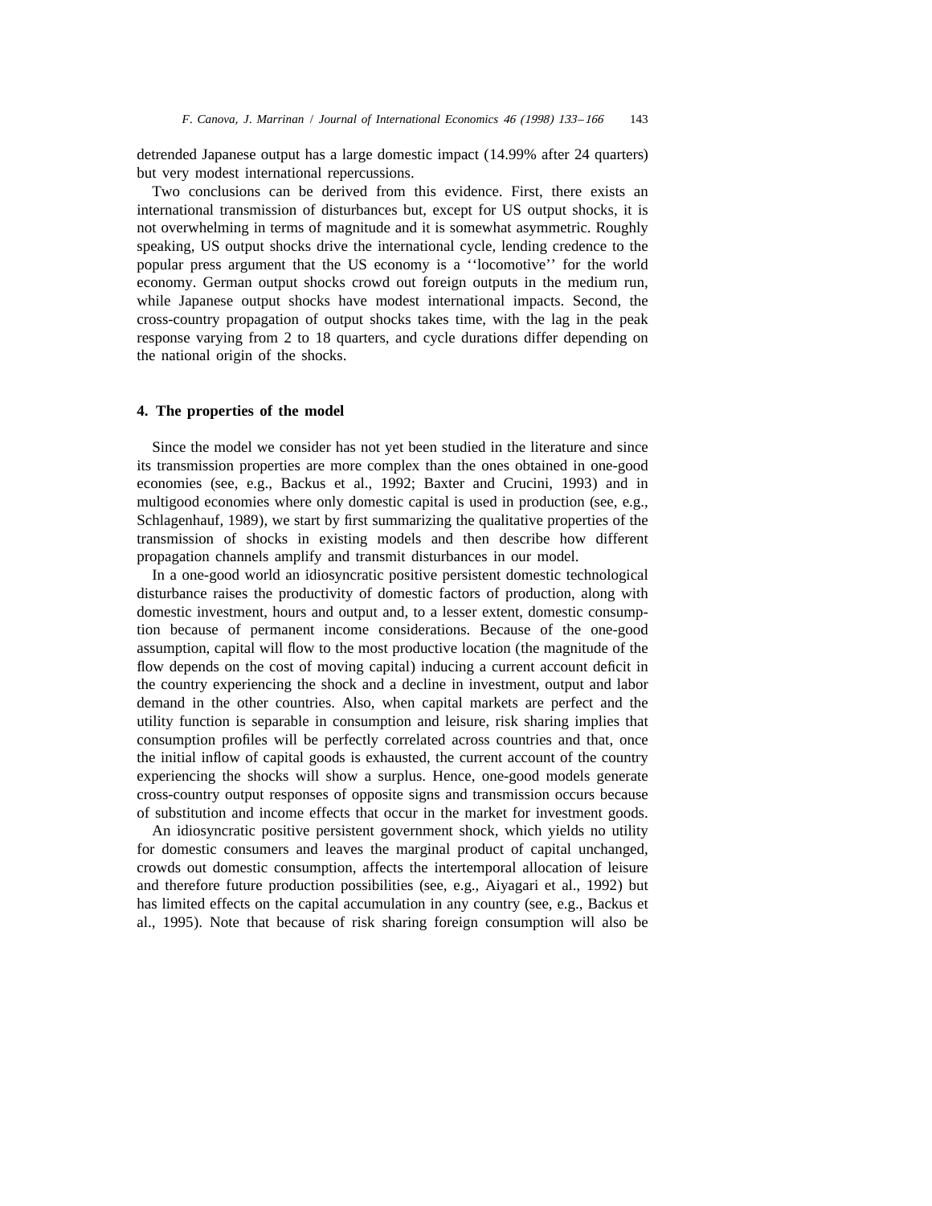detrended Japanese output has a large domestic impact (14.99% after 24 quarters) but very modest international repercussions.

Two conclusions can be derived from this evidence. First, there exists an international transmission of disturbances but, except for US output shocks, it is not overwhelming in terms of magnitude and it is somewhat asymmetric. Roughly speaking, US output shocks drive the international cycle, lending credence to the popular press argument that the US economy is a ''locomotive'' for the world economy. German output shocks crowd out foreign outputs in the medium run, while Japanese output shocks have modest international impacts. Second, the cross-country propagation of output shocks takes time, with the lag in the peak response varying from 2 to 18 quarters, and cycle durations differ depending on the national origin of the shocks.

## 4. The properties of the model

Since the model we consider has not yet been studied in the literature and since its transmission properties are more complex than the ones obtained in one-good economies (see, e.g., Backus et al., 1992; Baxter and Crucini, 1993) and in multigood economies where only domestic capital is used in production (see, e.g., Schlagenhauf, 1989), we start by first summarizing the qualitative properties of the transmission of shocks in existing models and then describe how different propagation channels amplify and transmit disturbances in our model.

In a one-good world an idiosyncratic positive persistent domestic technological disturbance raises the productivity of domestic factors of production, along with domestic investment, hours and output and, to a lesser extent, domestic consumption because of permanent income considerations. Because of the one-good assumption, capital will flow to the most productive location (the magnitude of the flow depends on the cost of moving capital) inducing a current account deficit in the country experiencing the shock and a decline in investment, output and labor demand in the other countries. Also, when capital markets are perfect and the utility function is separable in consumption and leisure, risk sharing implies that consumption profiles will be perfectly correlated across countries and that, once the initial inflow of capital goods is exhausted, the current account of the country experiencing the shocks will show a surplus. Hence, one-good models generate cross-country output responses of opposite signs and transmission occurs because of substitution and income effects that occur in the market for investment goods.

An idiosyncratic positive persistent government shock, which yields no utility for domestic consumers and leaves the marginal product of capital unchanged, crowds out domestic consumption, affects the intertemporal allocation of leisure and therefore future production possibilities (see, e.g., Aiyagari et al., 1992) but has limited effects on the capital accumulation in any country (see, e.g., Backus et al., 1995). Note that because of risk sharing foreign consumption will also be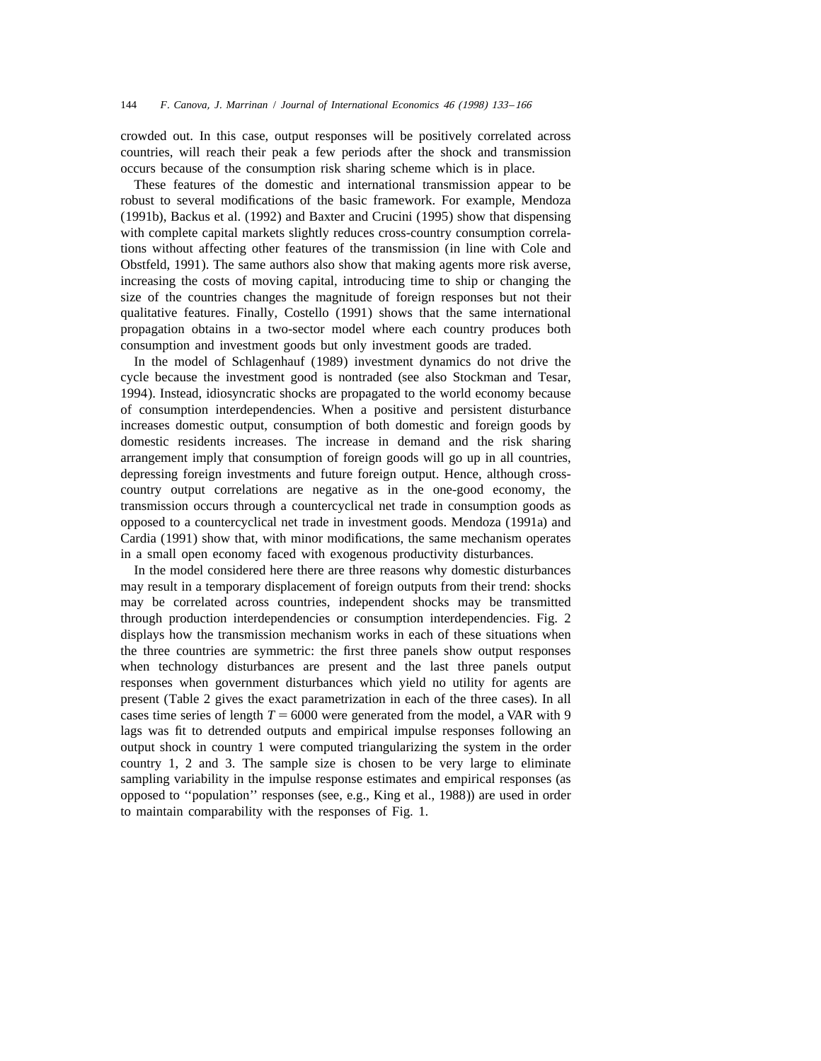crowded out. In this case, output responses will be positively correlated across countries, will reach their peak a few periods after the shock and transmission occurs because of the consumption risk sharing scheme which is in place.

These features of the domestic and international transmission appear to be robust to several modifications of the basic framework. For example, Mendoza (1991b), Backus et al. (1992) and Baxter and Crucini (1995) show that dispensing with complete capital markets slightly reduces cross-country consumption correlations without affecting other features of the transmission (in line with Cole and Obstfeld, 1991). The same authors also show that making agents more risk averse, increasing the costs of moving capital, introducing time to ship or changing the size of the countries changes the magnitude of foreign responses but not their qualitative features. Finally, Costello (1991) shows that the same international propagation obtains in a two-sector model where each country produces both consumption and investment goods but only investment goods are traded.

In the model of Schlagenhauf (1989) investment dynamics do not drive the cycle because the investment good is nontraded (see also Stockman and Tesar, 1994). Instead, idiosyncratic shocks are propagated to the world economy because of consumption interdependencies. When a positive and persistent disturbance increases domestic output, consumption of both domestic and foreign goods by domestic residents increases. The increase in demand and the risk sharing arrangement imply that consumption of foreign goods will go up in all countries, depressing foreign investments and future foreign output. Hence, although cross-country output correlations are negative as in the one-good economy, the transmission occurs through a countercyclical net trade in consumption goods as opposed to a countercyclical net trade in investment goods. Mendoza (1991a) and Cardia (1991) show that, with minor modifications, the same mechanism operates in a small open economy faced with exogenous productivity disturbances.

In the model considered here there are three reasons why domestic disturbances may result in a temporary displacement of foreign outputs from their trend: shocks may be correlated across countries, independent shocks may be transmitted through production interdependencies or consumption interdependencies. Fig. 2 displays how the transmission mechanism works in each of these situations when the three countries are symmetric: the first three panels show output responses when technology disturbances are present and the last three panels output responses when government disturbances which yield no utility for agents are present (Table 2 gives the exact parametrization in each of the three cases). In all cases time series of length $T = 6000$ were generated from the model, a VAR with 9 lags was fit to detrended outputs and empirical impulse responses following an output shock in country 1 were computed triangularizing the system in the order country 1, 2 and 3. The sample size is chosen to be very large to eliminate sampling variability in the impulse response estimates and empirical responses (as opposed to ''population'' responses (see, e.g., King et al., 1988)) are used in order to maintain comparability with the responses of Fig. 1.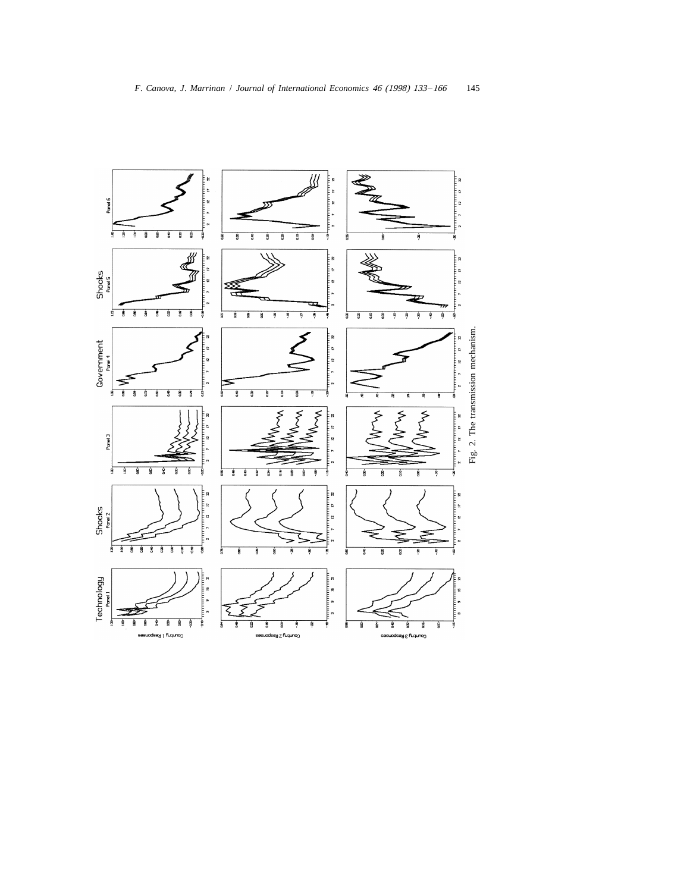Fig. 2. The transmission mechanism.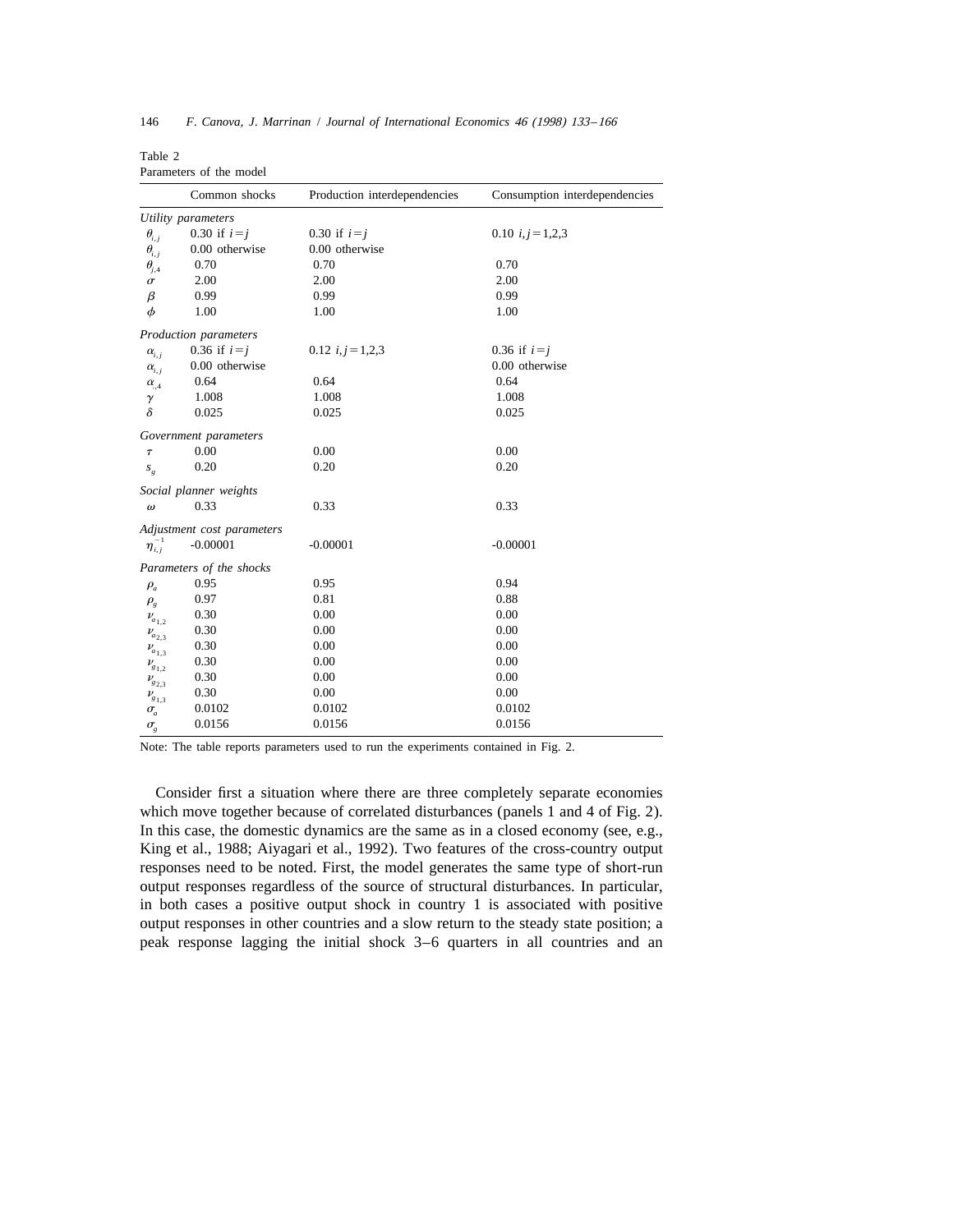Table 2

Parameters of the model

| | Common shocks | Production interdependencies | Consumption interdependencies |
|---|---|---|---|
| *Utility parameters* | | | |
| $\theta_{i,j}$ | 0.30 if $i=j$ | 0.30 if $i=j$ | 0.10 $i,j=1,2,3$ |
| $\theta_{i,j}$ | 0.00 otherwise | 0.00 otherwise | |
| $\theta_{j,4}$ | 0.70 | 0.70 | 0.70 |
| $\sigma$ | 2.00 | 2.00 | 2.00 |
| $\beta$ | 0.99 | 0.99 | 0.99 |
| $\phi$ | 1.00 | 1.00 | 1.00 |
| *Production parameters* | | | |
| $\alpha_{i,j}$ | 0.36 if $i=j$ | 0.12 $i,j=1,2,3$ | 0.36 if $i=j$ |
| $\alpha_{i,j}$ | 0.00 otherwise | | 0.00 otherwise |
| $\alpha_{.,4}$ | 0.64 | 0.64 | 0.64 |
| $\gamma$ | 1.008 | 1.008 | 1.008 |
| $\delta$ | 0.025 | 0.025 | 0.025 |
| *Government parameters* | | | |
| $\tau$ | 0.00 | 0.00 | 0.00 |
| $s_g$ | 0.20 | 0.20 | 0.20 |
| *Social planner weights* | | | |
| $\omega$ | 0.33 | 0.33 | 0.33 |
| *Adjustment cost parameters* | | | |
| $\eta_{i,j}^{-1}$ | -0.00001 | -0.00001 | -0.00001 |
| *Parameters of the shocks* | | | |
| $\rho_a$ | 0.95 | 0.95 | 0.94 |
| $\rho_g$ | 0.97 | 0.81 | 0.88 |
| $\nu_{a_{1,2}}$ | 0.30 | 0.00 | 0.00 |
| $\nu_{a_{2,3}}$ | 0.30 | 0.00 | 0.00 |
| $\nu_{a_{1,3}}$ | 0.30 | 0.00 | 0.00 |
| $\nu_{g_{1,2}}$ | 0.30 | 0.00 | 0.00 |
| $\nu_{g_{2,3}}$ | 0.30 | 0.00 | 0.00 |
| $\nu_{g_{1,3}}$ | 0.30 | 0.00 | 0.00 |
| $\sigma_a$ | 0.0102 | 0.0102 | 0.0102 |
| $\sigma_g$ | 0.0156 | 0.0156 | 0.0156 |

Note: The table reports parameters used to run the experiments contained in Fig. 2.

Consider first a situation where there are three completely separate economies which move together because of correlated disturbances (panels 1 and 4 of Fig. 2). In this case, the domestic dynamics are the same as in a closed economy (see, e.g., King et al., 1988; Aiyagari et al., 1992). Two features of the cross-country output responses need to be noted. First, the model generates the same type of short-run output responses regardless of the source of structural disturbances. In particular, in both cases a positive output shock in country 1 is associated with positive output responses in other countries and a slow return to the steady state position; a peak response lagging the initial shock 3–6 quarters in all countries and an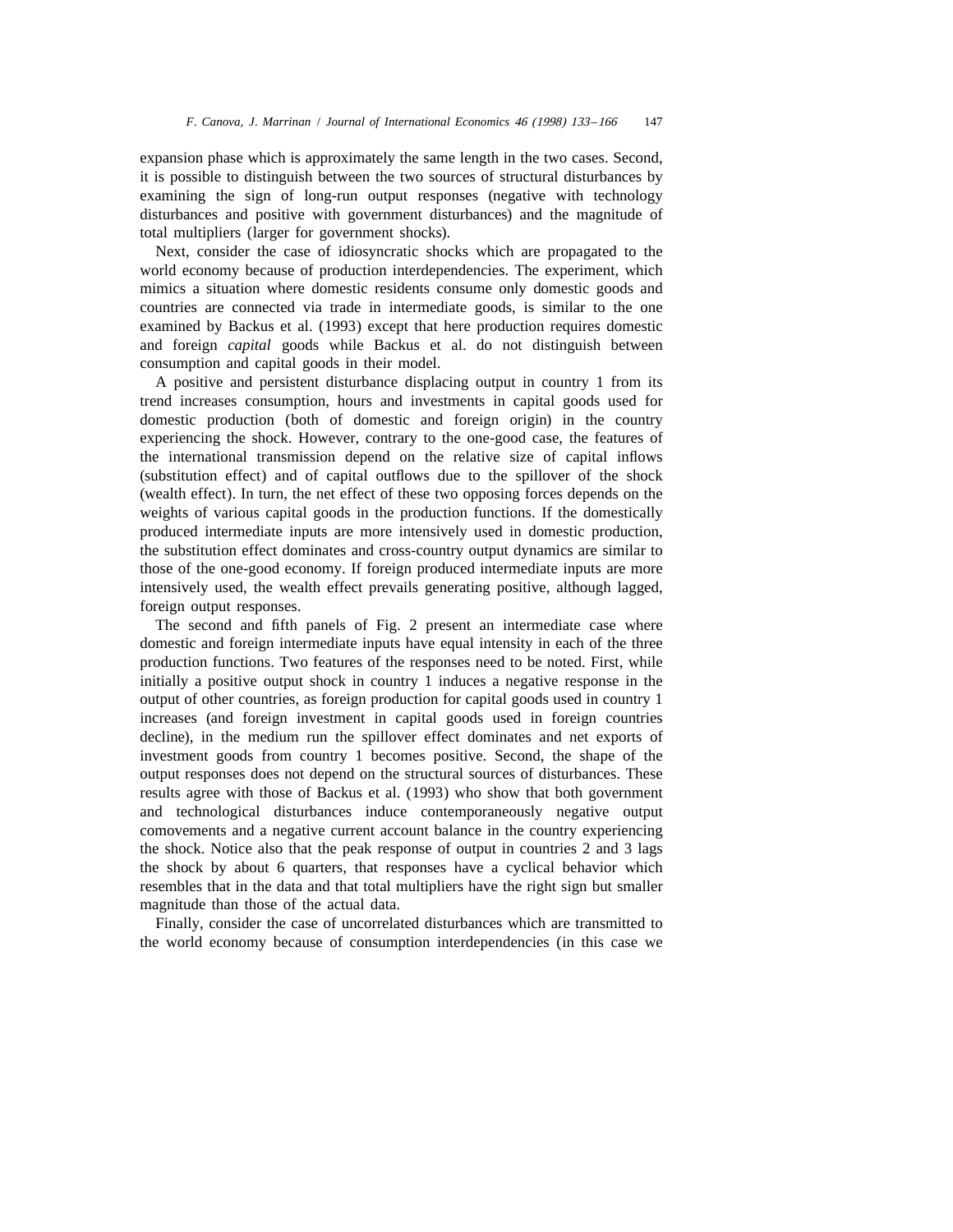expansion phase which is approximately the same length in the two cases. Second, it is possible to distinguish between the two sources of structural disturbances by examining the sign of long-run output responses (negative with technology disturbances and positive with government disturbances) and the magnitude of total multipliers (larger for government shocks).

Next, consider the case of idiosyncratic shocks which are propagated to the world economy because of production interdependencies. The experiment, which mimics a situation where domestic residents consume only domestic goods and countries are connected via trade in intermediate goods, is similar to the one examined by Backus et al. (1993) except that here production requires domestic and foreign *capital* goods while Backus et al. do not distinguish between consumption and capital goods in their model.

A positive and persistent disturbance displacing output in country 1 from its trend increases consumption, hours and investments in capital goods used for domestic production (both of domestic and foreign origin) in the country experiencing the shock. However, contrary to the one-good case, the features of the international transmission depend on the relative size of capital inflows (substitution effect) and of capital outflows due to the spillover of the shock (wealth effect). In turn, the net effect of these two opposing forces depends on the weights of various capital goods in the production functions. If the domestically produced intermediate inputs are more intensively used in domestic production, the substitution effect dominates and cross-country output dynamics are similar to those of the one-good economy. If foreign produced intermediate inputs are more intensively used, the wealth effect prevails generating positive, although lagged, foreign output responses.

The second and fifth panels of Fig. 2 present an intermediate case where domestic and foreign intermediate inputs have equal intensity in each of the three production functions. Two features of the responses need to be noted. First, while initially a positive output shock in country 1 induces a negative response in the output of other countries, as foreign production for capital goods used in country 1 increases (and foreign investment in capital goods used in foreign countries decline), in the medium run the spillover effect dominates and net exports of investment goods from country 1 becomes positive. Second, the shape of the output responses does not depend on the structural sources of disturbances. These results agree with those of Backus et al. (1993) who show that both government and technological disturbances induce contemporaneously negative output comovements and a negative current account balance in the country experiencing the shock. Notice also that the peak response of output in countries 2 and 3 lags the shock by about 6 quarters, that responses have a cyclical behavior which resembles that in the data and that total multipliers have the right sign but smaller magnitude than those of the actual data.

Finally, consider the case of uncorrelated disturbances which are transmitted to the world economy because of consumption interdependencies (in this case we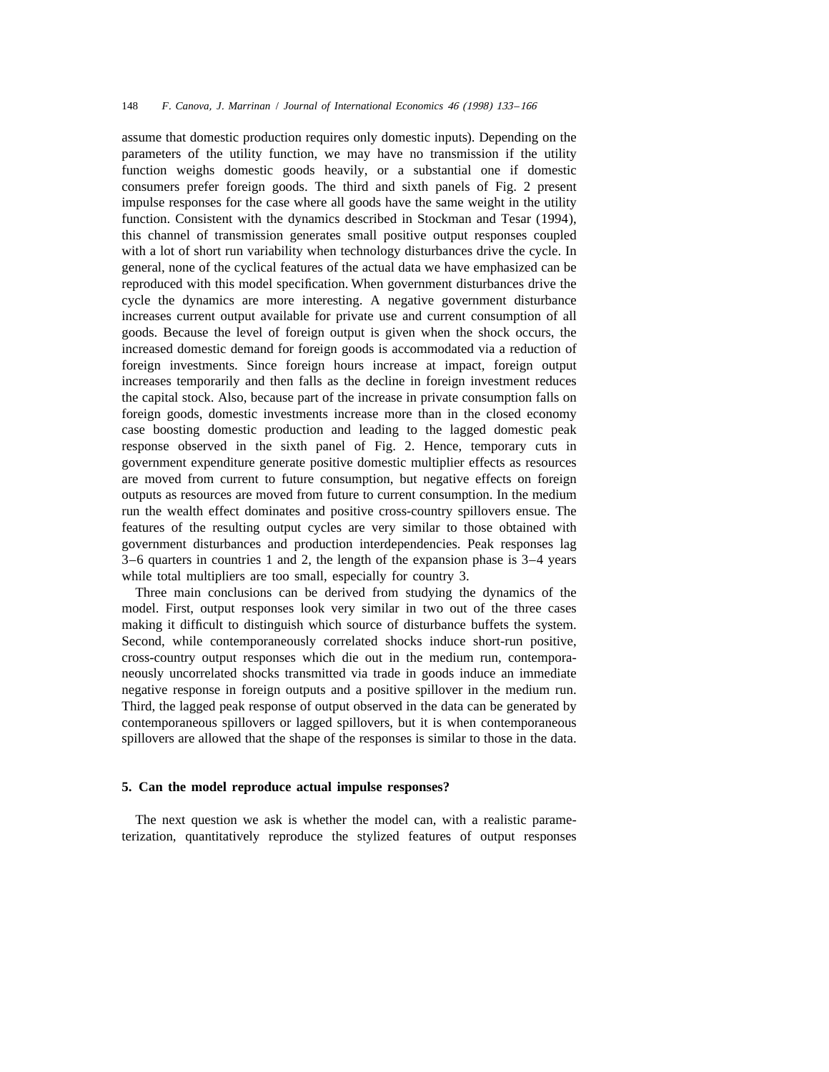assume that domestic production requires only domestic inputs). Depending on the parameters of the utility function, we may have no transmission if the utility function weighs domestic goods heavily, or a substantial one if domestic consumers prefer foreign goods. The third and sixth panels of Fig. 2 present impulse responses for the case where all goods have the same weight in the utility function. Consistent with the dynamics described in Stockman and Tesar (1994), this channel of transmission generates small positive output responses coupled with a lot of short run variability when technology disturbances drive the cycle. In general, none of the cyclical features of the actual data we have emphasized can be reproduced with this model specification. When government disturbances drive the cycle the dynamics are more interesting. A negative government disturbance increases current output available for private use and current consumption of all goods. Because the level of foreign output is given when the shock occurs, the increased domestic demand for foreign goods is accommodated via a reduction of foreign investments. Since foreign hours increase at impact, foreign output increases temporarily and then falls as the decline in foreign investment reduces the capital stock. Also, because part of the increase in private consumption falls on foreign goods, domestic investments increase more than in the closed economy case boosting domestic production and leading to the lagged domestic peak response observed in the sixth panel of Fig. 2. Hence, temporary cuts in government expenditure generate positive domestic multiplier effects as resources are moved from current to future consumption, but negative effects on foreign outputs as resources are moved from future to current consumption. In the medium run the wealth effect dominates and positive cross-country spillovers ensue. The features of the resulting output cycles are very similar to those obtained with government disturbances and production interdependencies. Peak responses lag 3–6 quarters in countries 1 and 2, the length of the expansion phase is 3–4 years while total multipliers are too small, especially for country 3.

Three main conclusions can be derived from studying the dynamics of the model. First, output responses look very similar in two out of the three cases making it difficult to distinguish which source of disturbance buffets the system. Second, while contemporaneously correlated shocks induce short-run positive, cross-country output responses which die out in the medium run, contemporaneously uncorrelated shocks transmitted via trade in goods induce an immediate negative response in foreign outputs and a positive spillover in the medium run. Third, the lagged peak response of output observed in the data can be generated by contemporaneous spillovers or lagged spillovers, but it is when contemporaneous spillovers are allowed that the shape of the responses is similar to those in the data.

## 5. Can the model reproduce actual impulse responses?

The next question we ask is whether the model can, with a realistic parameterization, quantitatively reproduce the stylized features of output responses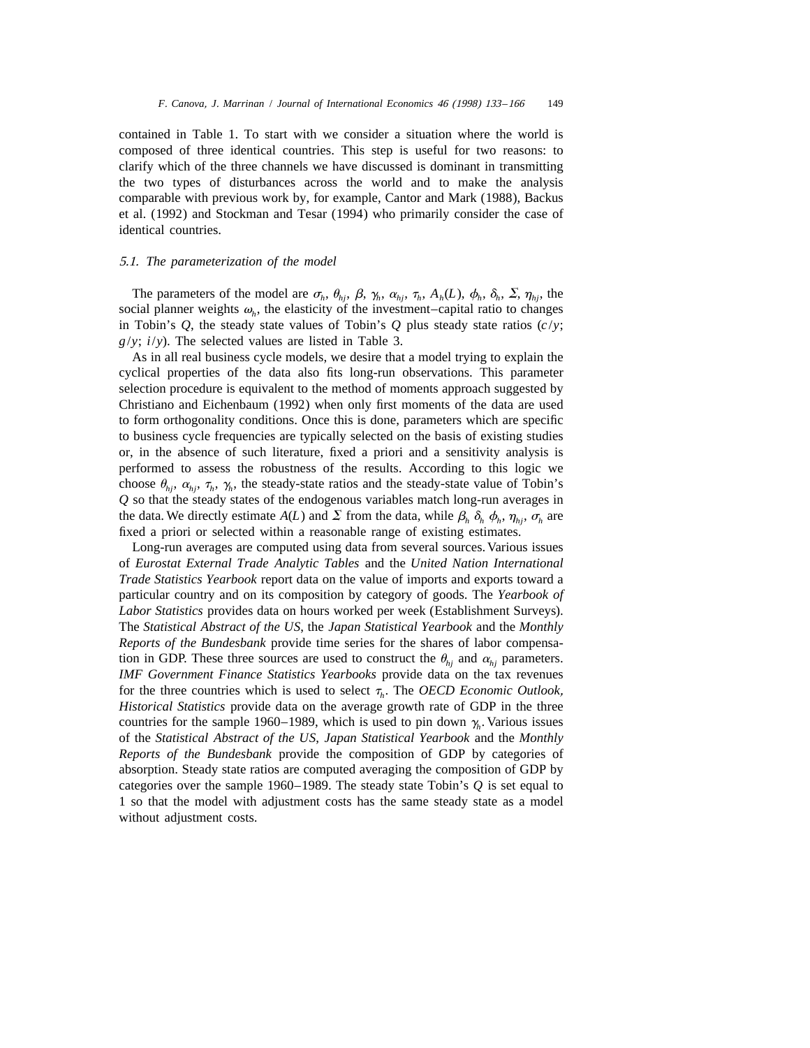contained in Table 1. To start with we consider a situation where the world is composed of three identical countries. This step is useful for two reasons: to clarify which of the three channels we have discussed is dominant in transmitting the two types of disturbances across the world and to make the analysis comparable with previous work by, for example, Cantor and Mark (1988), Backus et al. (1992) and Stockman and Tesar (1994) who primarily consider the case of identical countries.

### *5.1. The parameterization of the model*

The parameters of the model are $\sigma_h$, $\theta_{hj}$, $\beta$, $\gamma_h$, $\alpha_{hj}$, $\tau_h$, $A_h(L)$, $\phi_h$, $\delta_h$, $\Sigma$, $\eta_{hj}$, the social planner weights $\omega_h$, the elasticity of the investment–capital ratio to changes in Tobin's $Q$, the steady state values of Tobin's $Q$ plus steady state ratios ($c/y$; $g/y$; $i/y$). The selected values are listed in Table 3.

As in all real business cycle models, we desire that a model trying to explain the cyclical properties of the data also fits long-run observations. This parameter selection procedure is equivalent to the method of moments approach suggested by Christiano and Eichenbaum (1992) when only first moments of the data are used to form orthogonality conditions. Once this is done, parameters which are specific to business cycle frequencies are typically selected on the basis of existing studies or, in the absence of such literature, fixed a priori and a sensitivity analysis is performed to assess the robustness of the results. According to this logic we choose $\theta_{hj}$, $\alpha_{hj}$, $\tau_h$, $\gamma_h$, the steady-state ratios and the steady-state value of Tobin's $Q$ so that the steady states of the endogenous variables match long-run averages in the data. We directly estimate $A(L)$ and $\Sigma$ from the data, while $\beta_h$ $\delta_h$ $\phi_h$, $\eta_{hj}$, $\sigma_h$ are fixed a priori or selected within a reasonable range of existing estimates.

Long-run averages are computed using data from several sources. Various issues of *Eurostat External Trade Analytic Tables* and the *United Nation International Trade Statistics Yearbook* report data on the value of imports and exports toward a particular country and on its composition by category of goods. The *Yearbook of Labor Statistics* provides data on hours worked per week (Establishment Surveys). The *Statistical Abstract of the US*, the *Japan Statistical Yearbook* and the *Monthly Reports of the Bundesbank* provide time series for the shares of labor compensation in GDP. These three sources are used to construct the $\theta_{hj}$ and $\alpha_{hj}$ parameters. *IMF Government Finance Statistics Yearbooks* provide data on the tax revenues for the three countries which is used to select $\tau_h$. The *OECD Economic Outlook, Historical Statistics* provide data on the average growth rate of GDP in the three countries for the sample 1960–1989, which is used to pin down $\gamma_h$. Various issues of the *Statistical Abstract of the US*, *Japan Statistical Yearbook* and the *Monthly Reports of the Bundesbank* provide the composition of GDP by categories of absorption. Steady state ratios are computed averaging the composition of GDP by categories over the sample 1960–1989. The steady state Tobin's $Q$ is set equal to 1 so that the model with adjustment costs has the same steady state as a model without adjustment costs.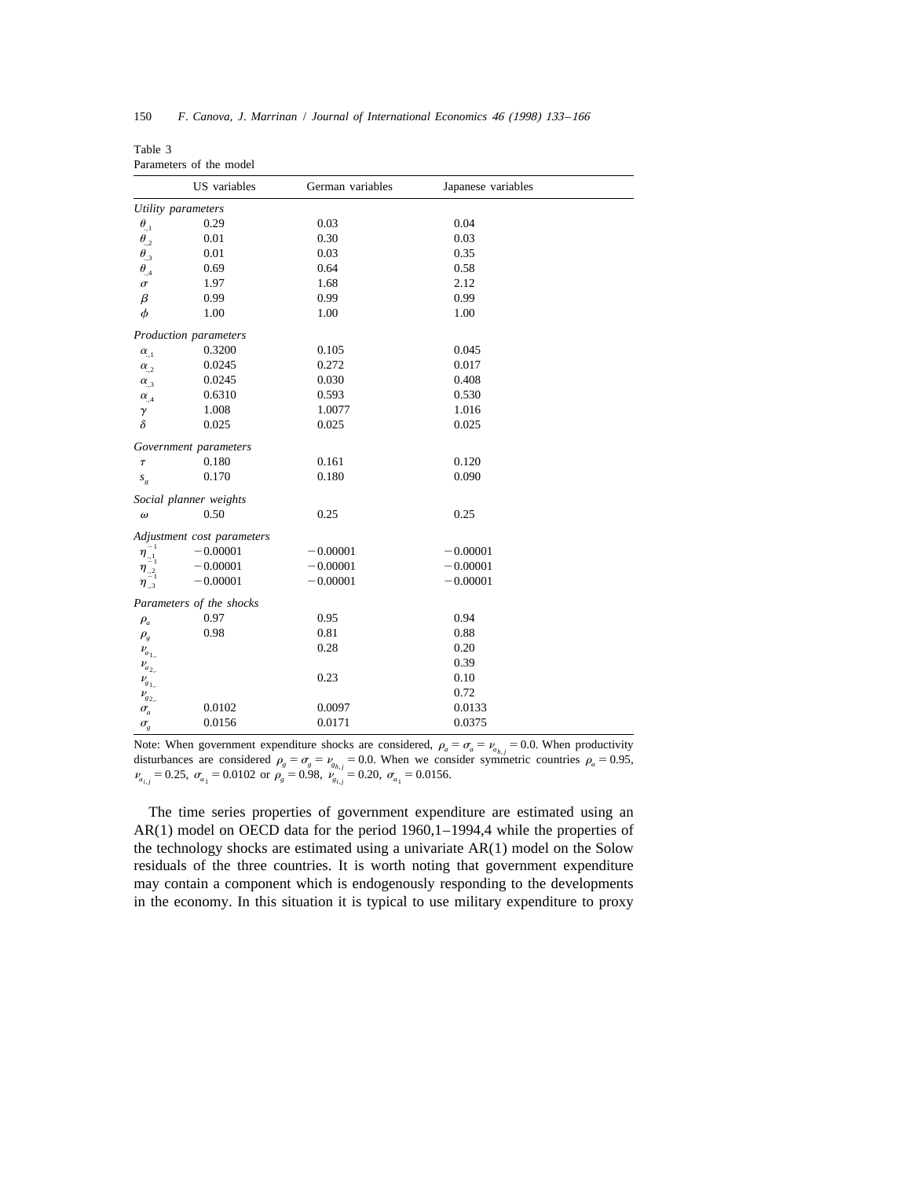Table 3
Parameters of the model

| | US variables | German variables | Japanese variables |
|---|---|---|---|
| *Utility parameters* | | | |
| $\theta_{.,1}$ | 0.29 | 0.03 | 0.04 |
| $\theta_{.,2}$ | 0.01 | 0.30 | 0.03 |
| $\theta_{.,3}$ | 0.01 | 0.03 | 0.35 |
| $\theta_{.,4}$ | 0.69 | 0.64 | 0.58 |
| $\sigma$ | 1.97 | 1.68 | 2.12 |
| $\beta$ | 0.99 | 0.99 | 0.99 |
| $\phi$ | 1.00 | 1.00 | 1.00 |
| *Production parameters* | | | |
| $\alpha_{.,1}$ | 0.3200 | 0.105 | 0.045 |
| $\alpha_{.,2}$ | 0.0245 | 0.272 | 0.017 |
| $\alpha_{.,3}$ | 0.0245 | 0.030 | 0.408 |
| $\alpha_{.,4}$ | 0.6310 | 0.593 | 0.530 |
| $\gamma$ | 1.008 | 1.0077 | 1.016 |
| $\delta$ | 0.025 | 0.025 | 0.025 |
| *Government parameters* | | | |
| $\tau$ | 0.180 | 0.161 | 0.120 |
| $s_g$ | 0.170 | 0.180 | 0.090 |
| *Social planner weights* | | | |
| $\omega$ | 0.50 | 0.25 | 0.25 |
| *Adjustment cost parameters* | | | |
| $\eta^{-1}_{.,1}$ | −0.00001 | −0.00001 | −0.00001 |
| $\eta^{-1}_{.,2}$ | −0.00001 | −0.00001 | −0.00001 |
| $\eta^{-1}_{.,3}$ | −0.00001 | −0.00001 | −0.00001 |
| *Parameters of the shocks* | | | |
| $\rho_a$ | 0.97 | 0.95 | 0.94 |
| $\rho_g$ | 0.98 | 0.81 | 0.88 |
| $\nu_{a_{1,.}}$ | | 0.28 | 0.20 |
| $\nu_{a_{2,.}}$ | | | 0.39 |
| $\nu_{g_{1,.}}$ | | 0.23 | 0.10 |
| $\nu_{g_{2,.}}$ | | | 0.72 |
| $\sigma_a$ | 0.0102 | 0.0097 | 0.0133 |
| $\sigma_g$ | 0.0156 | 0.0171 | 0.0375 |

Note: When government expenditure shocks are considered, $\rho_a = \sigma_a = \nu_{a_{h,j}} = 0.0$. When productivity disturbances are considered $\rho_g = \sigma_g = \nu_{g_{h,j}} = 0.0$. When we consider symmetric countries $\rho_a = 0.95$, $\nu_{a_{i,j}} = 0.25$, $\sigma_{a_1} = 0.0102$ or $\rho_g = 0.98$, $\nu_{g_{i,j}} = 0.20$, $\sigma_{a_1} = 0.0156$.

The time series properties of government expenditure are estimated using an AR(1) model on OECD data for the period 1960,1–1994,4 while the properties of the technology shocks are estimated using a univariate AR(1) model on the Solow residuals of the three countries. It is worth noting that government expenditure may contain a component which is endogenously responding to the developments in the economy. In this situation it is typical to use military expenditure to proxy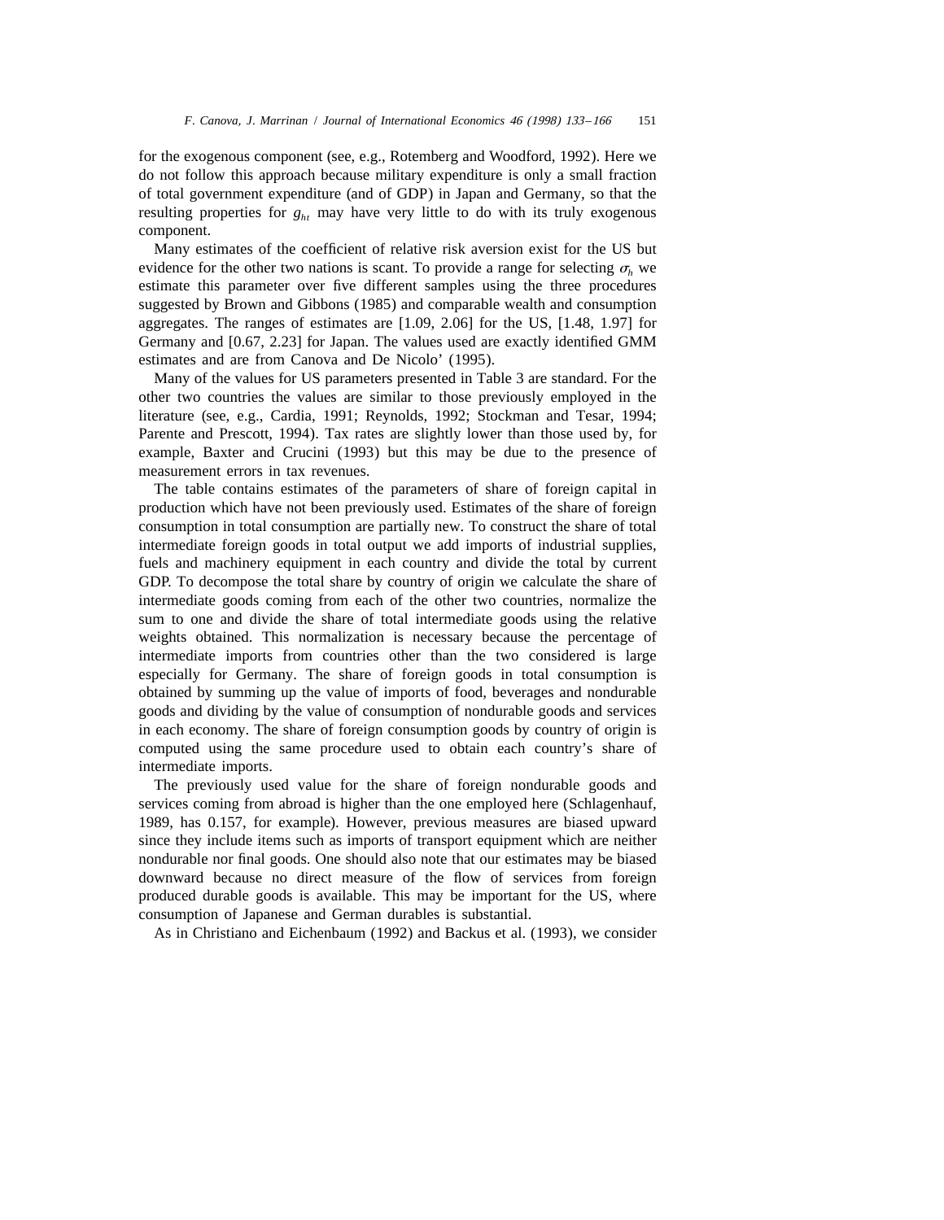for the exogenous component (see, e.g., Rotemberg and Woodford, 1992). Here we do not follow this approach because military expenditure is only a small fraction of total government expenditure (and of GDP) in Japan and Germany, so that the resulting properties for $g_{ht}$ may have very little to do with its truly exogenous component.

Many estimates of the coefficient of relative risk aversion exist for the US but evidence for the other two nations is scant. To provide a range for selecting $\sigma_h$ we estimate this parameter over five different samples using the three procedures suggested by Brown and Gibbons (1985) and comparable wealth and consumption aggregates. The ranges of estimates are [1.09, 2.06] for the US, [1.48, 1.97] for Germany and [0.67, 2.23] for Japan. The values used are exactly identified GMM estimates and are from Canova and De Nicolo' (1995).

Many of the values for US parameters presented in Table 3 are standard. For the other two countries the values are similar to those previously employed in the literature (see, e.g., Cardia, 1991; Reynolds, 1992; Stockman and Tesar, 1994; Parente and Prescott, 1994). Tax rates are slightly lower than those used by, for example, Baxter and Crucini (1993) but this may be due to the presence of measurement errors in tax revenues.

The table contains estimates of the parameters of share of foreign capital in production which have not been previously used. Estimates of the share of foreign consumption in total consumption are partially new. To construct the share of total intermediate foreign goods in total output we add imports of industrial supplies, fuels and machinery equipment in each country and divide the total by current GDP. To decompose the total share by country of origin we calculate the share of intermediate goods coming from each of the other two countries, normalize the sum to one and divide the share of total intermediate goods using the relative weights obtained. This normalization is necessary because the percentage of intermediate imports from countries other than the two considered is large especially for Germany. The share of foreign goods in total consumption is obtained by summing up the value of imports of food, beverages and nondurable goods and dividing by the value of consumption of nondurable goods and services in each economy. The share of foreign consumption goods by country of origin is computed using the same procedure used to obtain each country's share of intermediate imports.

The previously used value for the share of foreign nondurable goods and services coming from abroad is higher than the one employed here (Schlagenhauf, 1989, has 0.157, for example). However, previous measures are biased upward since they include items such as imports of transport equipment which are neither nondurable nor final goods. One should also note that our estimates may be biased downward because no direct measure of the flow of services from foreign produced durable goods is available. This may be important for the US, where consumption of Japanese and German durables is substantial.

As in Christiano and Eichenbaum (1992) and Backus et al. (1993), we consider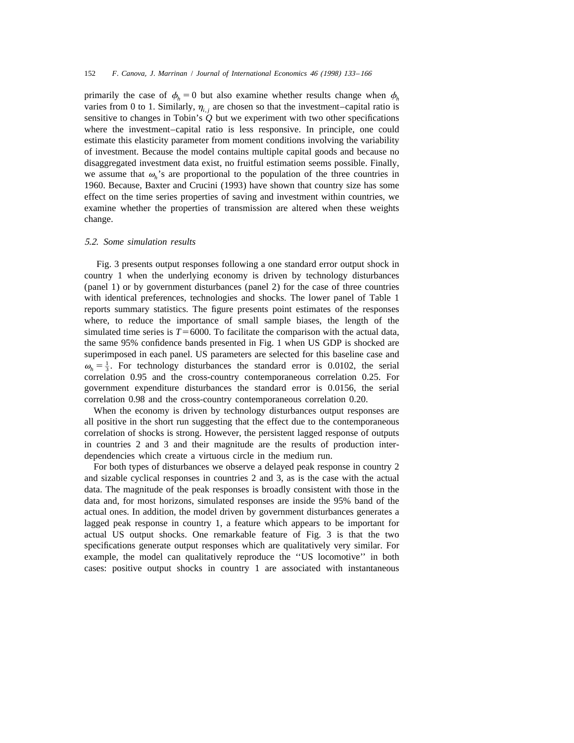primarily the case of $\phi_h = 0$ but also examine whether results change when $\phi_h$ varies from 0 to 1. Similarly, $\eta_{i,j}$ are chosen so that the investment–capital ratio is sensitive to changes in Tobin's $Q$ but we experiment with two other specifications where the investment–capital ratio is less responsive. In principle, one could estimate this elasticity parameter from moment conditions involving the variability of investment. Because the model contains multiple capital goods and because no disaggregated investment data exist, no fruitful estimation seems possible. Finally, we assume that $\omega_h$'s are proportional to the population of the three countries in 1960. Because, Baxter and Crucini (1993) have shown that country size has some effect on the time series properties of saving and investment within countries, we examine whether the properties of transmission are altered when these weights change.

### *5.2. Some simulation results*

Fig. 3 presents output responses following a one standard error output shock in country 1 when the underlying economy is driven by technology disturbances (panel 1) or by government disturbances (panel 2) for the case of three countries with identical preferences, technologies and shocks. The lower panel of Table 1 reports summary statistics. The figure presents point estimates of the responses where, to reduce the importance of small sample biases, the length of the simulated time series is $T = 6000$. To facilitate the comparison with the actual data, the same 95% confidence bands presented in Fig. 1 when US GDP is shocked are superimposed in each panel. US parameters are selected for this baseline case and $\omega_h = \frac{1}{3}$. For technology disturbances the standard error is 0.0102, the serial correlation 0.95 and the cross-country contemporaneous correlation 0.25. For government expenditure disturbances the standard error is 0.0156, the serial correlation 0.98 and the cross-country contemporaneous correlation 0.20.

When the economy is driven by technology disturbances output responses are all positive in the short run suggesting that the effect due to the contemporaneous correlation of shocks is strong. However, the persistent lagged response of outputs in countries 2 and 3 and their magnitude are the results of production interdependencies which create a virtuous circle in the medium run.

For both types of disturbances we observe a delayed peak response in country 2 and sizable cyclical responses in countries 2 and 3, as is the case with the actual data. The magnitude of the peak responses is broadly consistent with those in the data and, for most horizons, simulated responses are inside the 95% band of the actual ones. In addition, the model driven by government disturbances generates a lagged peak response in country 1, a feature which appears to be important for actual US output shocks. One remarkable feature of Fig. 3 is that the two specifications generate output responses which are qualitatively very similar. For example, the model can qualitatively reproduce the ''US locomotive'' in both cases: positive output shocks in country 1 are associated with instantaneous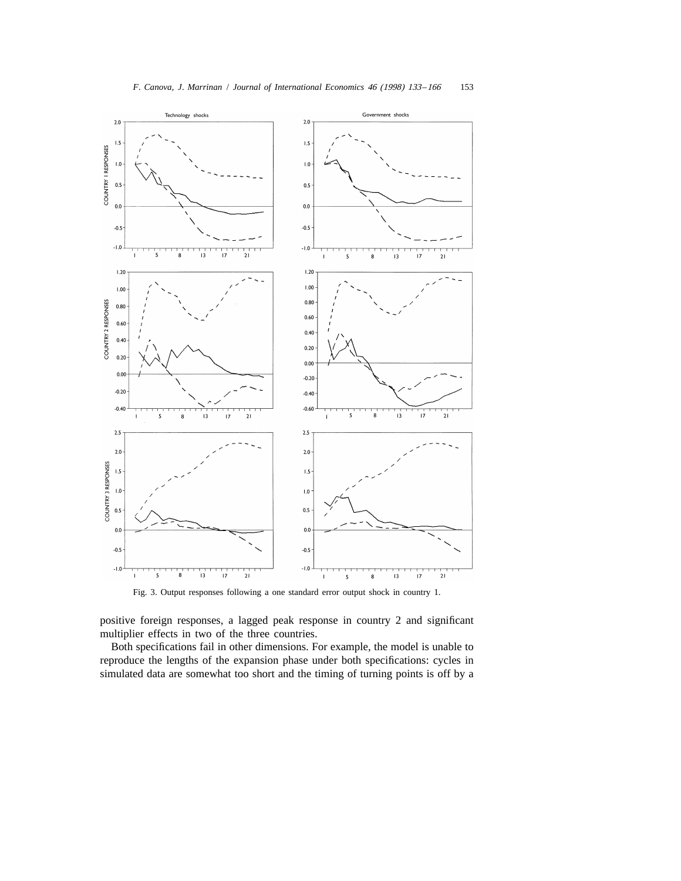Fig. 3. Output responses following a one standard error output shock in country 1.

positive foreign responses, a lagged peak response in country 2 and significant multiplier effects in two of the three countries.

Both specifications fail in other dimensions. For example, the model is unable to reproduce the lengths of the expansion phase under both specifications: cycles in simulated data are somewhat too short and the timing of turning points is off by a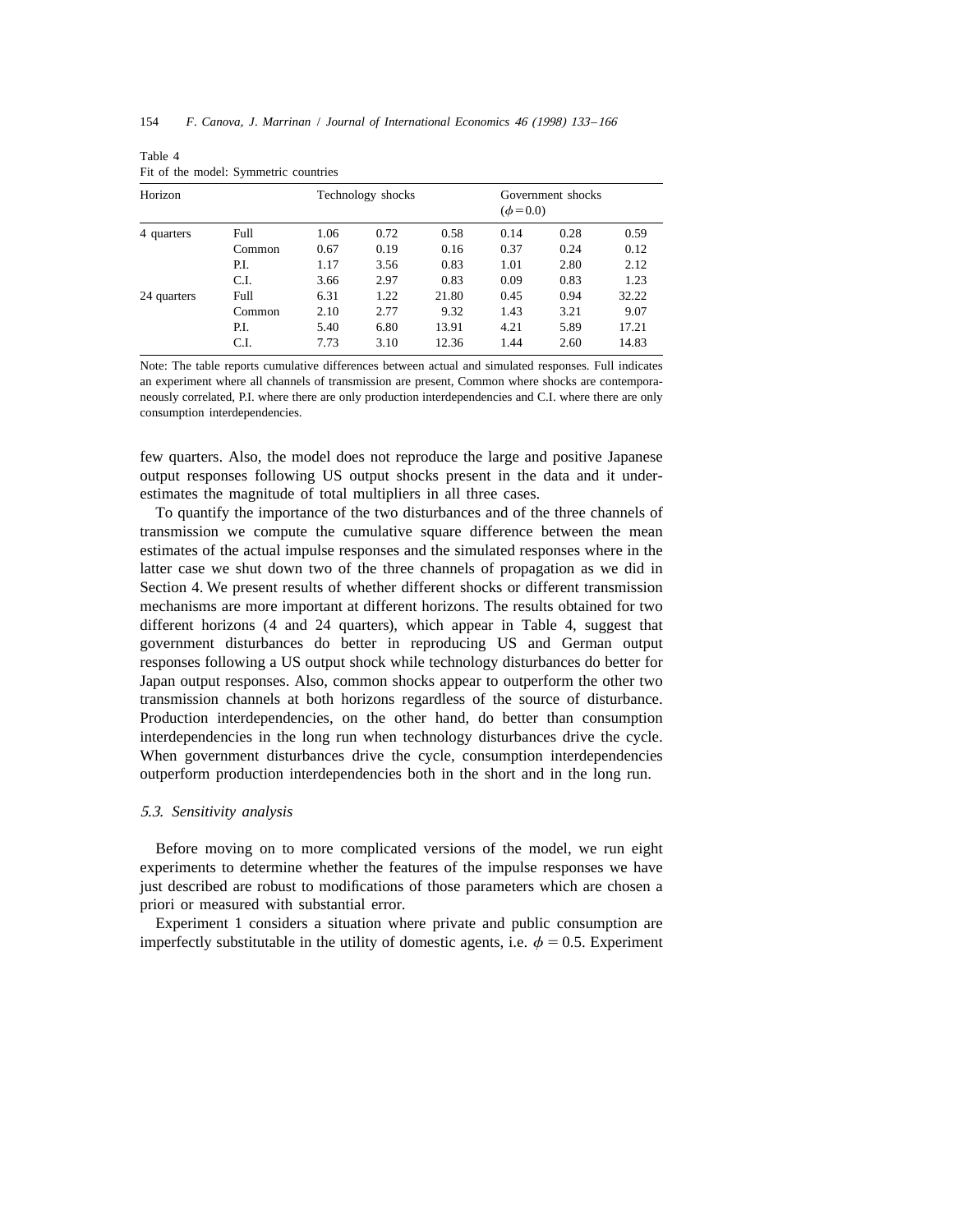Table 4
Fit of the model: Symmetric countries

| Horizon | | Technology shocks | | | Government shocks ($\phi = 0.0$) | | |
|---|---|---|---|---|---|---|---|
| 4 quarters | Full | 1.06 | 0.72 | 0.58 | 0.14 | 0.28 | 0.59 |
| | Common | 0.67 | 0.19 | 0.16 | 0.37 | 0.24 | 0.12 |
| | P.I. | 1.17 | 3.56 | 0.83 | 1.01 | 2.80 | 2.12 |
| | C.I. | 3.66 | 2.97 | 0.83 | 0.09 | 0.83 | 1.23 |
| 24 quarters | Full | 6.31 | 1.22 | 21.80 | 0.45 | 0.94 | 32.22 |
| | Common | 2.10 | 2.77 | 9.32 | 1.43 | 3.21 | 9.07 |
| | P.I. | 5.40 | 6.80 | 13.91 | 4.21 | 5.89 | 17.21 |
| | C.I. | 7.73 | 3.10 | 12.36 | 1.44 | 2.60 | 14.83 |

Note: The table reports cumulative differences between actual and simulated responses. Full indicates an experiment where all channels of transmission are present, Common where shocks are contemporaneously correlated, P.I. where there are only production interdependencies and C.I. where there are only consumption interdependencies.

few quarters. Also, the model does not reproduce the large and positive Japanese output responses following US output shocks present in the data and it underestimates the magnitude of total multipliers in all three cases.

To quantify the importance of the two disturbances and of the three channels of transmission we compute the cumulative square difference between the mean estimates of the actual impulse responses and the simulated responses where in the latter case we shut down two of the three channels of propagation as we did in Section 4. We present results of whether different shocks or different transmission mechanisms are more important at different horizons. The results obtained for two different horizons (4 and 24 quarters), which appear in Table 4, suggest that government disturbances do better in reproducing US and German output responses following a US output shock while technology disturbances do better for Japan output responses. Also, common shocks appear to outperform the other two transmission channels at both horizons regardless of the source of disturbance. Production interdependencies, on the other hand, do better than consumption interdependencies in the long run when technology disturbances drive the cycle. When government disturbances drive the cycle, consumption interdependencies outperform production interdependencies both in the short and in the long run.

### *5.3. Sensitivity analysis*

Before moving on to more complicated versions of the model, we run eight experiments to determine whether the features of the impulse responses we have just described are robust to modifications of those parameters which are chosen a priori or measured with substantial error.

Experiment 1 considers a situation where private and public consumption are imperfectly substitutable in the utility of domestic agents, i.e. $\phi = 0.5$. Experiment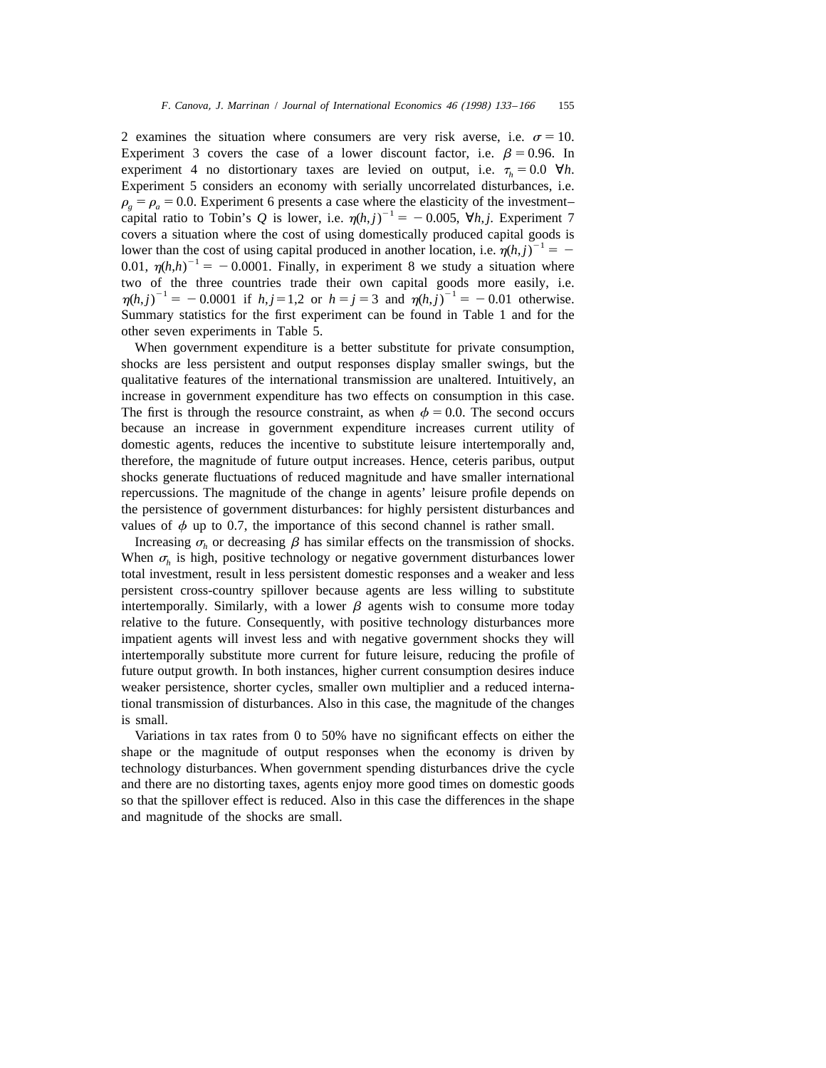2 examines the situation where consumers are very risk averse, i.e. $\sigma = 10$. Experiment 3 covers the case of a lower discount factor, i.e. $\beta = 0.96$. In experiment 4 no distortionary taxes are levied on output, i.e. $\tau_h = 0.0 \ \forall h$. Experiment 5 considers an economy with serially uncorrelated disturbances, i.e. $\rho_g = \rho_a = 0.0$. Experiment 6 presents a case where the elasticity of the investment–capital ratio to Tobin's $Q$ is lower, i.e. $\eta(h,j)^{-1} = -0.005$, $\forall h,j$. Experiment 7 covers a situation where the cost of using domestically produced capital goods is lower than the cost of using capital produced in another location, i.e. $\eta(h,j)^{-1} = -0.01$, $\eta(h,h)^{-1} = -0.0001$. Finally, in experiment 8 we study a situation where two of the three countries trade their own capital goods more easily, i.e. $\eta(h,j)^{-1} = -0.0001$ if $h,j = 1,2$ or $h = j = 3$ and $\eta(h,j)^{-1} = -0.01$ otherwise. Summary statistics for the first experiment can be found in Table 1 and for the other seven experiments in Table 5.

When government expenditure is a better substitute for private consumption, shocks are less persistent and output responses display smaller swings, but the qualitative features of the international transmission are unaltered. Intuitively, an increase in government expenditure has two effects on consumption in this case. The first is through the resource constraint, as when $\phi = 0.0$. The second occurs because an increase in government expenditure increases current utility of domestic agents, reduces the incentive to substitute leisure intertemporally and, therefore, the magnitude of future output increases. Hence, ceteris paribus, output shocks generate fluctuations of reduced magnitude and have smaller international repercussions. The magnitude of the change in agents' leisure profile depends on the persistence of government disturbances: for highly persistent disturbances and values of $\phi$ up to 0.7, the importance of this second channel is rather small.

Increasing $\sigma_h$ or decreasing $\beta$ has similar effects on the transmission of shocks. When $\sigma_h$ is high, positive technology or negative government disturbances lower total investment, result in less persistent domestic responses and a weaker and less persistent cross-country spillover because agents are less willing to substitute intertemporally. Similarly, with a lower $\beta$ agents wish to consume more today relative to the future. Consequently, with positive technology disturbances more impatient agents will invest less and with negative government shocks they will intertemporally substitute more current for future leisure, reducing the profile of future output growth. In both instances, higher current consumption desires induce weaker persistence, shorter cycles, smaller own multiplier and a reduced international transmission of disturbances. Also in this case, the magnitude of the changes is small.

Variations in tax rates from 0 to 50% have no significant effects on either the shape or the magnitude of output responses when the economy is driven by technology disturbances. When government spending disturbances drive the cycle and there are no distorting taxes, agents enjoy more good times on domestic goods so that the spillover effect is reduced. Also in this case the differences in the shape and magnitude of the shocks are small.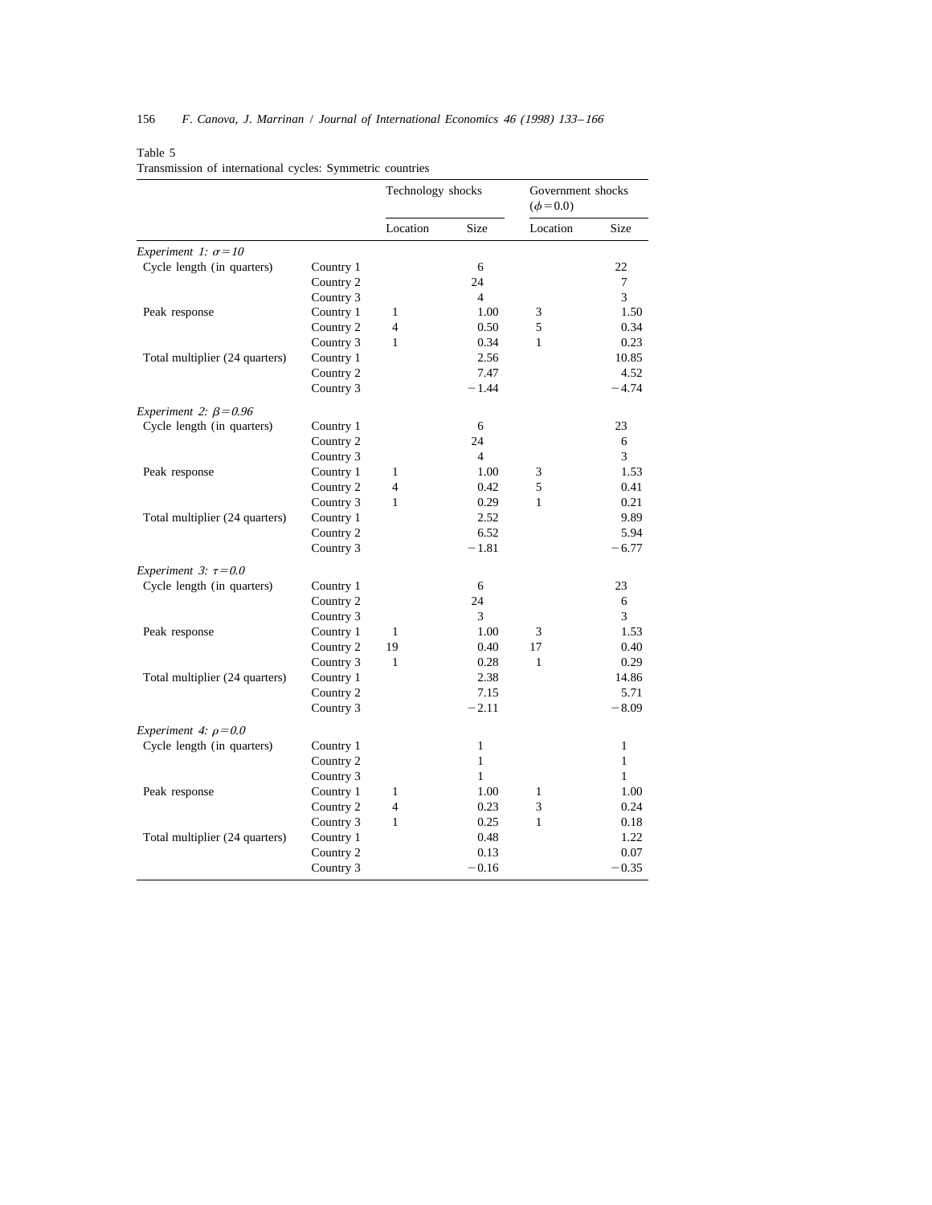Table 5
Transmission of international cycles: Symmetric countries

| | | Technology shocks | | Government shocks ($\phi=0.0$) | |
|---|---|---|---|---|---|
| | | Location | Size | Location | Size |
| *Experiment 1: $\sigma=10$* | | | | | |
| Cycle length (in quarters) | Country 1 | | 6 | | 22 |
| | Country 2 | | 24 | | 7 |
| | Country 3 | | 4 | | 3 |
| Peak response | Country 1 | 1 | 1.00 | 3 | 1.50 |
| | Country 2 | 4 | 0.50 | 5 | 0.34 |
| | Country 3 | 1 | 0.34 | 1 | 0.23 |
| Total multiplier (24 quarters) | Country 1 | | 2.56 | | 10.85 |
| | Country 2 | | 7.47 | | 4.52 |
| | Country 3 | | −1.44 | | −4.74 |
| *Experiment 2: $\beta=0.96$* | | | | | |
| Cycle length (in quarters) | Country 1 | | 6 | | 23 |
| | Country 2 | | 24 | | 6 |
| | Country 3 | | 4 | | 3 |
| Peak response | Country 1 | 1 | 1.00 | 3 | 1.53 |
| | Country 2 | 4 | 0.42 | 5 | 0.41 |
| | Country 3 | 1 | 0.29 | 1 | 0.21 |
| Total multiplier (24 quarters) | Country 1 | | 2.52 | | 9.89 |
| | Country 2 | | 6.52 | | 5.94 |
| | Country 3 | | −1.81 | | −6.77 |
| *Experiment 3: $\tau=0.0$* | | | | | |
| Cycle length (in quarters) | Country 1 | | 6 | | 23 |
| | Country 2 | | 24 | | 6 |
| | Country 3 | | 3 | | 3 |
| Peak response | Country 1 | 1 | 1.00 | 3 | 1.53 |
| | Country 2 | 19 | 0.40 | 17 | 0.40 |
| | Country 3 | 1 | 0.28 | 1 | 0.29 |
| Total multiplier (24 quarters) | Country 1 | | 2.38 | | 14.86 |
| | Country 2 | | 7.15 | | 5.71 |
| | Country 3 | | −2.11 | | −8.09 |
| *Experiment 4: $\rho=0.0$* | | | | | |
| Cycle length (in quarters) | Country 1 | | 1 | | 1 |
| | Country 2 | | 1 | | 1 |
| | Country 3 | | 1 | | 1 |
| Peak response | Country 1 | 1 | 1.00 | 1 | 1.00 |
| | Country 2 | 4 | 0.23 | 3 | 0.24 |
| | Country 3 | 1 | 0.25 | 1 | 0.18 |
| Total multiplier (24 quarters) | Country 1 | | 0.48 | | 1.22 |
| | Country 2 | | 0.13 | | 0.07 |
| | Country 3 | | −0.16 | | −0.35 |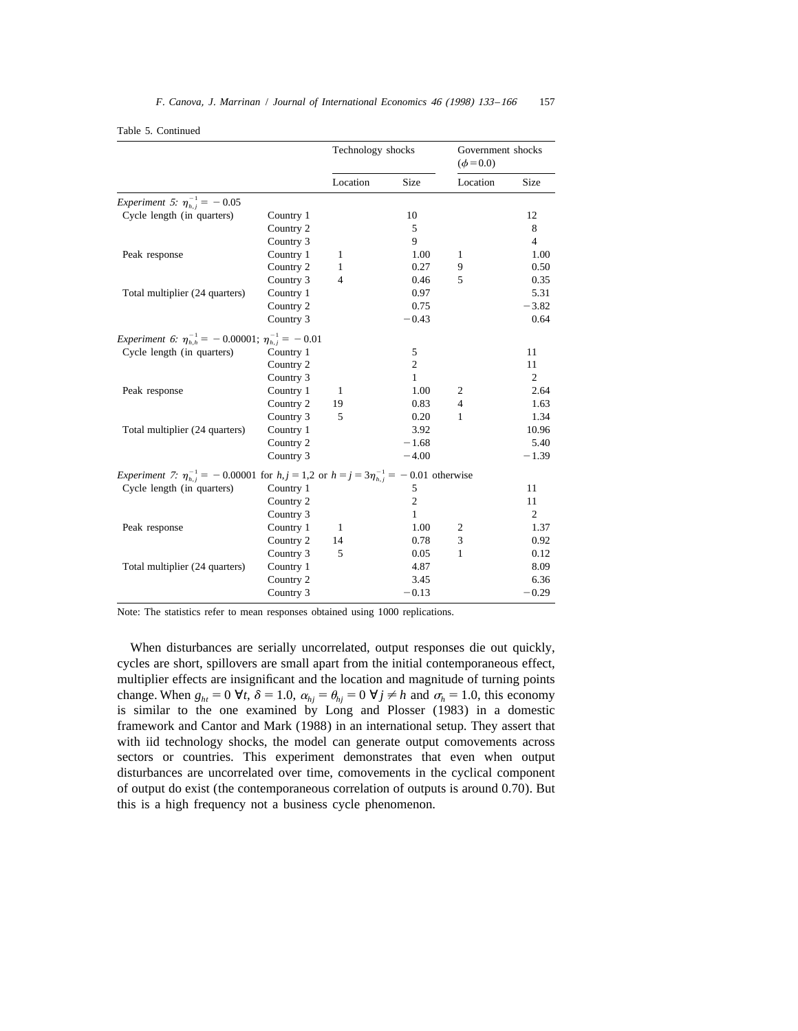Table 5. Continued

| | | Technology shocks | | Government shocks ($\phi=0.0$) | |
|---|---|---|---|---|---|
| | | Location | Size | Location | Size |
| *Experiment 5:* $\eta_{h,j}^{-1}=-0.05$ | | | | | |
| Cycle length (in quarters) | Country 1 | | 10 | | 12 |
| | Country 2 | | 5 | | 8 |
| | Country 3 | | 9 | | 4 |
| Peak response | Country 1 | 1 | 1.00 | 1 | 1.00 |
| | Country 2 | 1 | 0.27 | 9 | 0.50 |
| | Country 3 | 4 | 0.46 | 5 | 0.35 |
| Total multiplier (24 quarters) | Country 1 | | 0.97 | | 5.31 |
| | Country 2 | | 0.75 | | −3.82 |
| | Country 3 | | −0.43 | | 0.64 |
| *Experiment 6:* $\eta_{h,h}^{-1}=-0.00001$; $\eta_{h,j}^{-1}=-0.01$ | | | | | |
| Cycle length (in quarters) | Country 1 | | 5 | | 11 |
| | Country 2 | | 2 | | 11 |
| | Country 3 | | 1 | | 2 |
| Peak response | Country 1 | 1 | 1.00 | 2 | 2.64 |
| | Country 2 | 19 | 0.83 | 4 | 1.63 |
| | Country 3 | 5 | 0.20 | 1 | 1.34 |
| Total multiplier (24 quarters) | Country 1 | | 3.92 | | 10.96 |
| | Country 2 | | −1.68 | | 5.40 |
| | Country 3 | | −4.00 | | −1.39 |
| *Experiment 7:* $\eta_{h,j}^{-1}=-0.00001$ for $h,j=1,2$ or $h=j=3\eta_{h,j}^{-1}=-0.01$ otherwise | | | | | |
| Cycle length (in quarters) | Country 1 | | 5 | | 11 |
| | Country 2 | | 2 | | 11 |
| | Country 3 | | 1 | | 2 |
| Peak response | Country 1 | 1 | 1.00 | 2 | 1.37 |
| | Country 2 | 14 | 0.78 | 3 | 0.92 |
| | Country 3 | 5 | 0.05 | 1 | 0.12 |
| Total multiplier (24 quarters) | Country 1 | | 4.87 | | 8.09 |
| | Country 2 | | 3.45 | | 6.36 |
| | Country 3 | | −0.13 | | −0.29 |

Note: The statistics refer to mean responses obtained using 1000 replications.

When disturbances are serially uncorrelated, output responses die out quickly, cycles are short, spillovers are small apart from the initial contemporaneous effect, multiplier effects are insignificant and the location and magnitude of turning points change. When $g_{ht}=0\ \forall t$, $\delta=1.0$, $\alpha_{hj}=\theta_{hj}=0\ \forall j\neq h$ and $\sigma_h=1.0$, this economy is similar to the one examined by Long and Plosser (1983) in a domestic framework and Cantor and Mark (1988) in an international setup. They assert that with iid technology shocks, the model can generate output comovements across sectors or countries. This experiment demonstrates that even when output disturbances are uncorrelated over time, comovements in the cyclical component of output do exist (the contemporaneous correlation of outputs is around 0.70). But this is a high frequency not a business cycle phenomenon.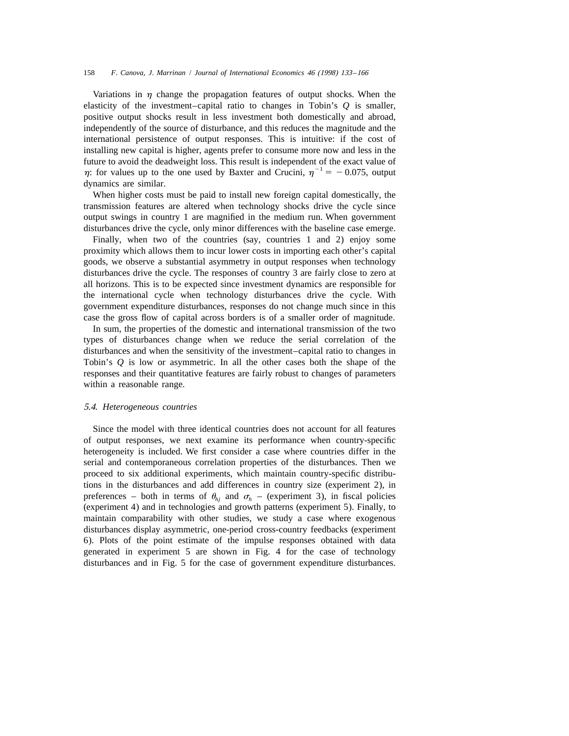Variations in $\eta$ change the propagation features of output shocks. When the elasticity of the investment–capital ratio to changes in Tobin's $Q$ is smaller, positive output shocks result in less investment both domestically and abroad, independently of the source of disturbance, and this reduces the magnitude and the international persistence of output responses. This is intuitive: if the cost of installing new capital is higher, agents prefer to consume more now and less in the future to avoid the deadweight loss. This result is independent of the exact value of $\eta$: for values up to the one used by Baxter and Crucini, $\eta^{-1} = -0.075$, output dynamics are similar.

When higher costs must be paid to install new foreign capital domestically, the transmission features are altered when technology shocks drive the cycle since output swings in country 1 are magnified in the medium run. When government disturbances drive the cycle, only minor differences with the baseline case emerge.

Finally, when two of the countries (say, countries 1 and 2) enjoy some proximity which allows them to incur lower costs in importing each other's capital goods, we observe a substantial asymmetry in output responses when technology disturbances drive the cycle. The responses of country 3 are fairly close to zero at all horizons. This is to be expected since investment dynamics are responsible for the international cycle when technology disturbances drive the cycle. With government expenditure disturbances, responses do not change much since in this case the gross flow of capital across borders is of a smaller order of magnitude.

In sum, the properties of the domestic and international transmission of the two types of disturbances change when we reduce the serial correlation of the disturbances and when the sensitivity of the investment–capital ratio to changes in Tobin's $Q$ is low or asymmetric. In all the other cases both the shape of the responses and their quantitative features are fairly robust to changes of parameters within a reasonable range.

### *5.4. Heterogeneous countries*

Since the model with three identical countries does not account for all features of output responses, we next examine its performance when country-specific heterogeneity is included. We first consider a case where countries differ in the serial and contemporaneous correlation properties of the disturbances. Then we proceed to six additional experiments, which maintain country-specific distributions in the disturbances and add differences in country size (experiment 2), in preferences – both in terms of $\theta_{hj}$ and $\sigma_h$ – (experiment 3), in fiscal policies (experiment 4) and in technologies and growth patterns (experiment 5). Finally, to maintain comparability with other studies, we study a case where exogenous disturbances display asymmetric, one-period cross-country feedbacks (experiment 6). Plots of the point estimate of the impulse responses obtained with data generated in experiment 5 are shown in Fig. 4 for the case of technology disturbances and in Fig. 5 for the case of government expenditure disturbances.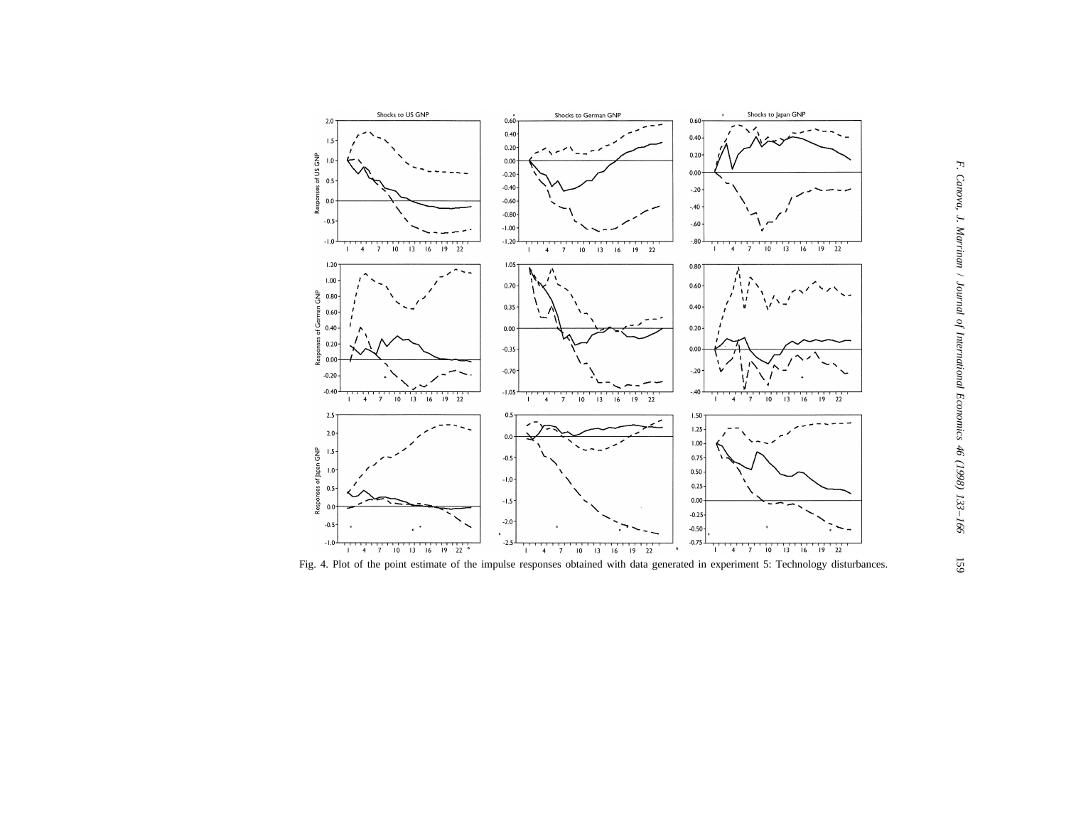Fig. 4. Plot of the point estimate of the impulse responses obtained with data generated in experiment 5: Technology disturbances.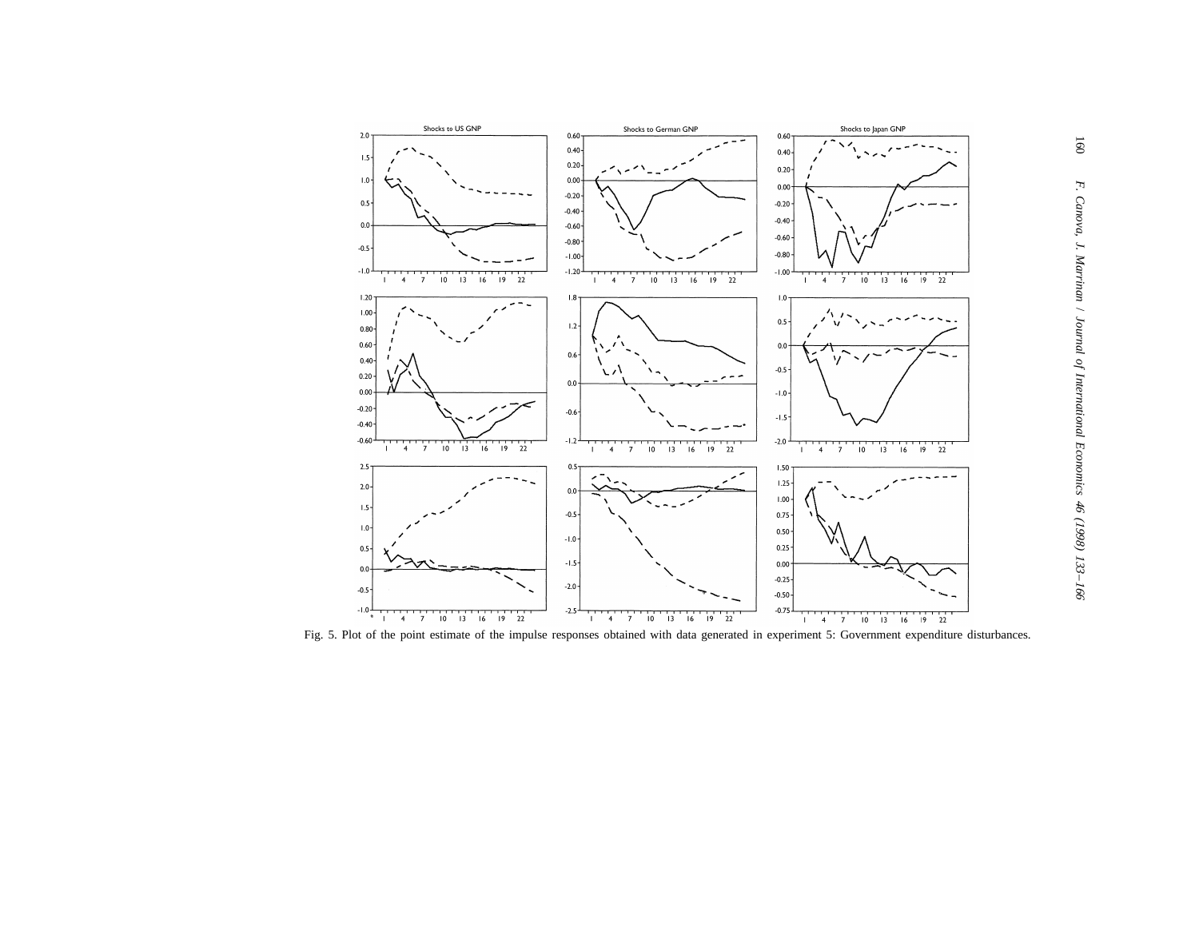Fig. 5. Plot of the point estimate of the impulse responses obtained with data generated in experiment 5: Government expenditure disturbances.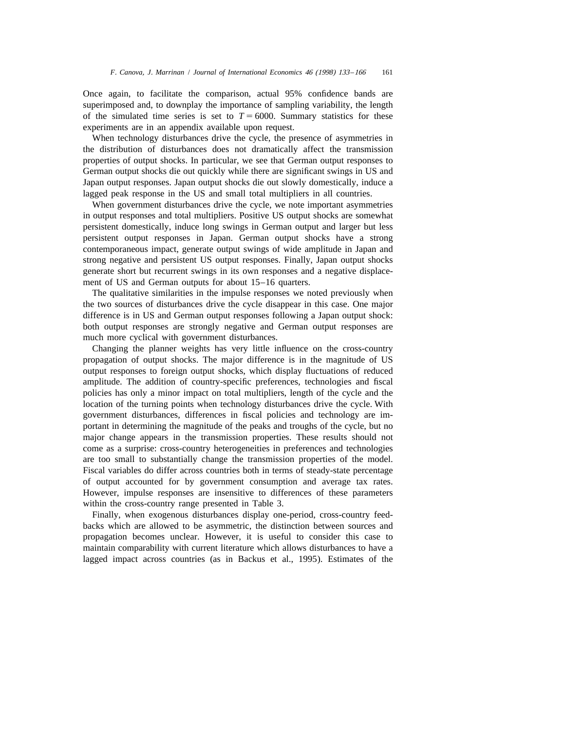Once again, to facilitate the comparison, actual 95% confidence bands are superimposed and, to downplay the importance of sampling variability, the length of the simulated time series is set to $T = 6000$. Summary statistics for these experiments are in an appendix available upon request.

When technology disturbances drive the cycle, the presence of asymmetries in the distribution of disturbances does not dramatically affect the transmission properties of output shocks. In particular, we see that German output responses to German output shocks die out quickly while there are significant swings in US and Japan output responses. Japan output shocks die out slowly domestically, induce a lagged peak response in the US and small total multipliers in all countries.

When government disturbances drive the cycle, we note important asymmetries in output responses and total multipliers. Positive US output shocks are somewhat persistent domestically, induce long swings in German output and larger but less persistent output responses in Japan. German output shocks have a strong contemporaneous impact, generate output swings of wide amplitude in Japan and strong negative and persistent US output responses. Finally, Japan output shocks generate short but recurrent swings in its own responses and a negative displacement of US and German outputs for about 15–16 quarters.

The qualitative similarities in the impulse responses we noted previously when the two sources of disturbances drive the cycle disappear in this case. One major difference is in US and German output responses following a Japan output shock: both output responses are strongly negative and German output responses are much more cyclical with government disturbances.

Changing the planner weights has very little influence on the cross-country propagation of output shocks. The major difference is in the magnitude of US output responses to foreign output shocks, which display fluctuations of reduced amplitude. The addition of country-specific preferences, technologies and fiscal policies has only a minor impact on total multipliers, length of the cycle and the location of the turning points when technology disturbances drive the cycle. With government disturbances, differences in fiscal policies and technology are important in determining the magnitude of the peaks and troughs of the cycle, but no major change appears in the transmission properties. These results should not come as a surprise: cross-country heterogeneities in preferences and technologies are too small to substantially change the transmission properties of the model. Fiscal variables do differ across countries both in terms of steady-state percentage of output accounted for by government consumption and average tax rates. However, impulse responses are insensitive to differences of these parameters within the cross-country range presented in Table 3.

Finally, when exogenous disturbances display one-period, cross-country feedbacks which are allowed to be asymmetric, the distinction between sources and propagation becomes unclear. However, it is useful to consider this case to maintain comparability with current literature which allows disturbances to have a lagged impact across countries (as in Backus et al., 1995). Estimates of the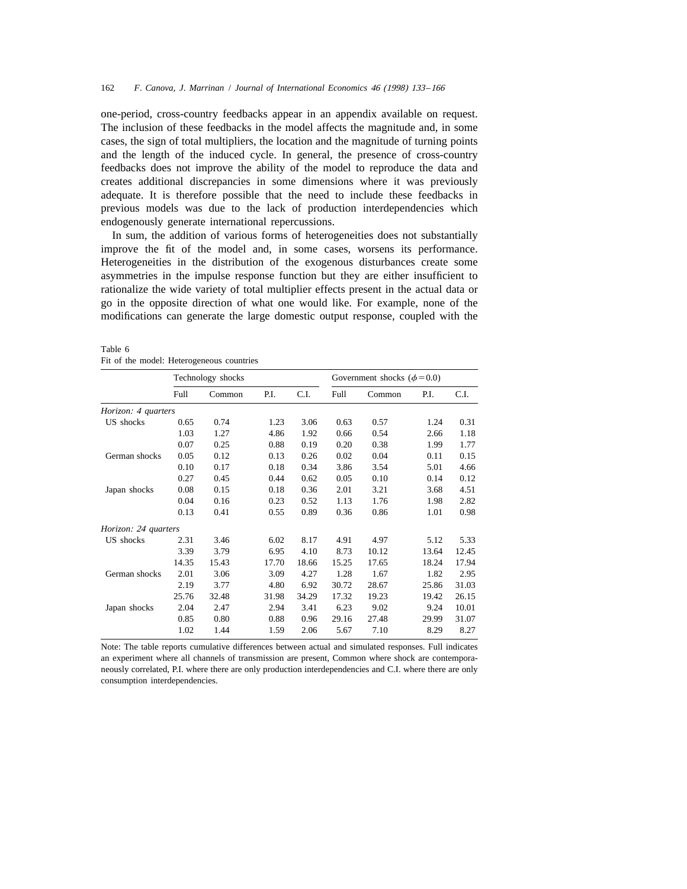one-period, cross-country feedbacks appear in an appendix available on request. The inclusion of these feedbacks in the model affects the magnitude and, in some cases, the sign of total multipliers, the location and the magnitude of turning points and the length of the induced cycle. In general, the presence of cross-country feedbacks does not improve the ability of the model to reproduce the data and creates additional discrepancies in some dimensions where it was previously adequate. It is therefore possible that the need to include these feedbacks in previous models was due to the lack of production interdependencies which endogenously generate international repercussions.

In sum, the addition of various forms of heterogeneities does not substantially improve the fit of the model and, in some cases, worsens its performance. Heterogeneities in the distribution of the exogenous disturbances create some asymmetries in the impulse response function but they are either insufficient to rationalize the wide variety of total multiplier effects present in the actual data or go in the opposite direction of what one would like. For example, none of the modifications can generate the large domestic output response, coupled with the

Table 6
Fit of the model: Heterogeneous countries

| | Technology shocks | | | | Government shocks ($\phi = 0.0$) | | | |
|---|---|---|---|---|---|---|---|---|
| | Full | Common | P.I. | C.I. | Full | Common | P.I. | C.I. |
| *Horizon: 4 quarters* | | | | | | | | |
| US shocks | 0.65 | 0.74 | 1.23 | 3.06 | 0.63 | 0.57 | 1.24 | 0.31 |
| | 1.03 | 1.27 | 4.86 | 1.92 | 0.66 | 0.54 | 2.66 | 1.18 |
| | 0.07 | 0.25 | 0.88 | 0.19 | 0.20 | 0.38 | 1.99 | 1.77 |
| German shocks | 0.05 | 0.12 | 0.13 | 0.26 | 0.02 | 0.04 | 0.11 | 0.15 |
| | 0.10 | 0.17 | 0.18 | 0.34 | 3.86 | 3.54 | 5.01 | 4.66 |
| | 0.27 | 0.45 | 0.44 | 0.62 | 0.05 | 0.10 | 0.14 | 0.12 |
| Japan shocks | 0.08 | 0.15 | 0.18 | 0.36 | 2.01 | 3.21 | 3.68 | 4.51 |
| | 0.04 | 0.16 | 0.23 | 0.52 | 1.13 | 1.76 | 1.98 | 2.82 |
| | 0.13 | 0.41 | 0.55 | 0.89 | 0.36 | 0.86 | 1.01 | 0.98 |
| *Horizon: 24 quarters* | | | | | | | | |
| US shocks | 2.31 | 3.46 | 6.02 | 8.17 | 4.91 | 4.97 | 5.12 | 5.33 |
| | 3.39 | 3.79 | 6.95 | 4.10 | 8.73 | 10.12 | 13.64 | 12.45 |
| | 14.35 | 15.43 | 17.70 | 18.66 | 15.25 | 17.65 | 18.24 | 17.94 |
| German shocks | 2.01 | 3.06 | 3.09 | 4.27 | 1.28 | 1.67 | 1.82 | 2.95 |
| | 2.19 | 3.77 | 4.80 | 6.92 | 30.72 | 28.67 | 25.86 | 31.03 |
| | 25.76 | 32.48 | 31.98 | 34.29 | 17.32 | 19.23 | 19.42 | 26.15 |
| Japan shocks | 2.04 | 2.47 | 2.94 | 3.41 | 6.23 | 9.02 | 9.24 | 10.01 |
| | 0.85 | 0.80 | 0.88 | 0.96 | 29.16 | 27.48 | 29.99 | 31.07 |
| | 1.02 | 1.44 | 1.59 | 2.06 | 5.67 | 7.10 | 8.29 | 8.27 |

Note: The table reports cumulative differences between actual and simulated responses. Full indicates an experiment where all channels of transmission are present, Common where shock are contemporaneously correlated, P.I. where there are only production interdependencies and C.I. where there are only consumption interdependencies.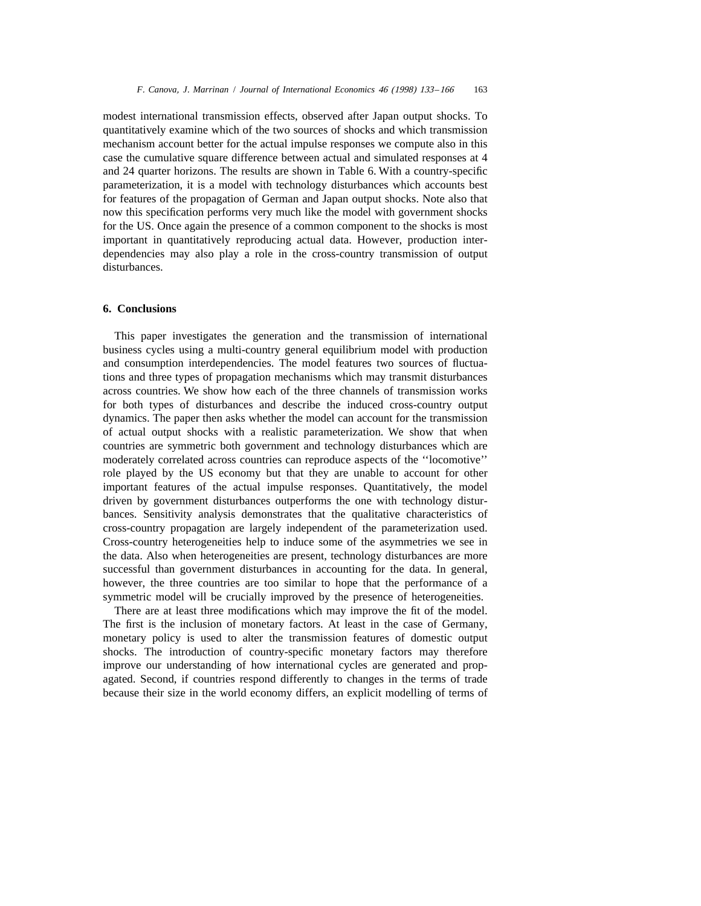modest international transmission effects, observed after Japan output shocks. To quantitatively examine which of the two sources of shocks and which transmission mechanism account better for the actual impulse responses we compute also in this case the cumulative square difference between actual and simulated responses at 4 and 24 quarter horizons. The results are shown in Table 6. With a country-specific parameterization, it is a model with technology disturbances which accounts best for features of the propagation of German and Japan output shocks. Note also that now this specification performs very much like the model with government shocks for the US. Once again the presence of a common component to the shocks is most important in quantitatively reproducing actual data. However, production interdependencies may also play a role in the cross-country transmission of output disturbances.

## 6. Conclusions

This paper investigates the generation and the transmission of international business cycles using a multi-country general equilibrium model with production and consumption interdependencies. The model features two sources of fluctuations and three types of propagation mechanisms which may transmit disturbances across countries. We show how each of the three channels of transmission works for both types of disturbances and describe the induced cross-country output dynamics. The paper then asks whether the model can account for the transmission of actual output shocks with a realistic parameterization. We show that when countries are symmetric both government and technology disturbances which are moderately correlated across countries can reproduce aspects of the ''locomotive'' role played by the US economy but that they are unable to account for other important features of the actual impulse responses. Quantitatively, the model driven by government disturbances outperforms the one with technology disturbances. Sensitivity analysis demonstrates that the qualitative characteristics of cross-country propagation are largely independent of the parameterization used. Cross-country heterogeneities help to induce some of the asymmetries we see in the data. Also when heterogeneities are present, technology disturbances are more successful than government disturbances in accounting for the data. In general, however, the three countries are too similar to hope that the performance of a symmetric model will be crucially improved by the presence of heterogeneities.

There are at least three modifications which may improve the fit of the model. The first is the inclusion of monetary factors. At least in the case of Germany, monetary policy is used to alter the transmission features of domestic output shocks. The introduction of country-specific monetary factors may therefore improve our understanding of how international cycles are generated and propagated. Second, if countries respond differently to changes in the terms of trade because their size in the world economy differs, an explicit modelling of terms of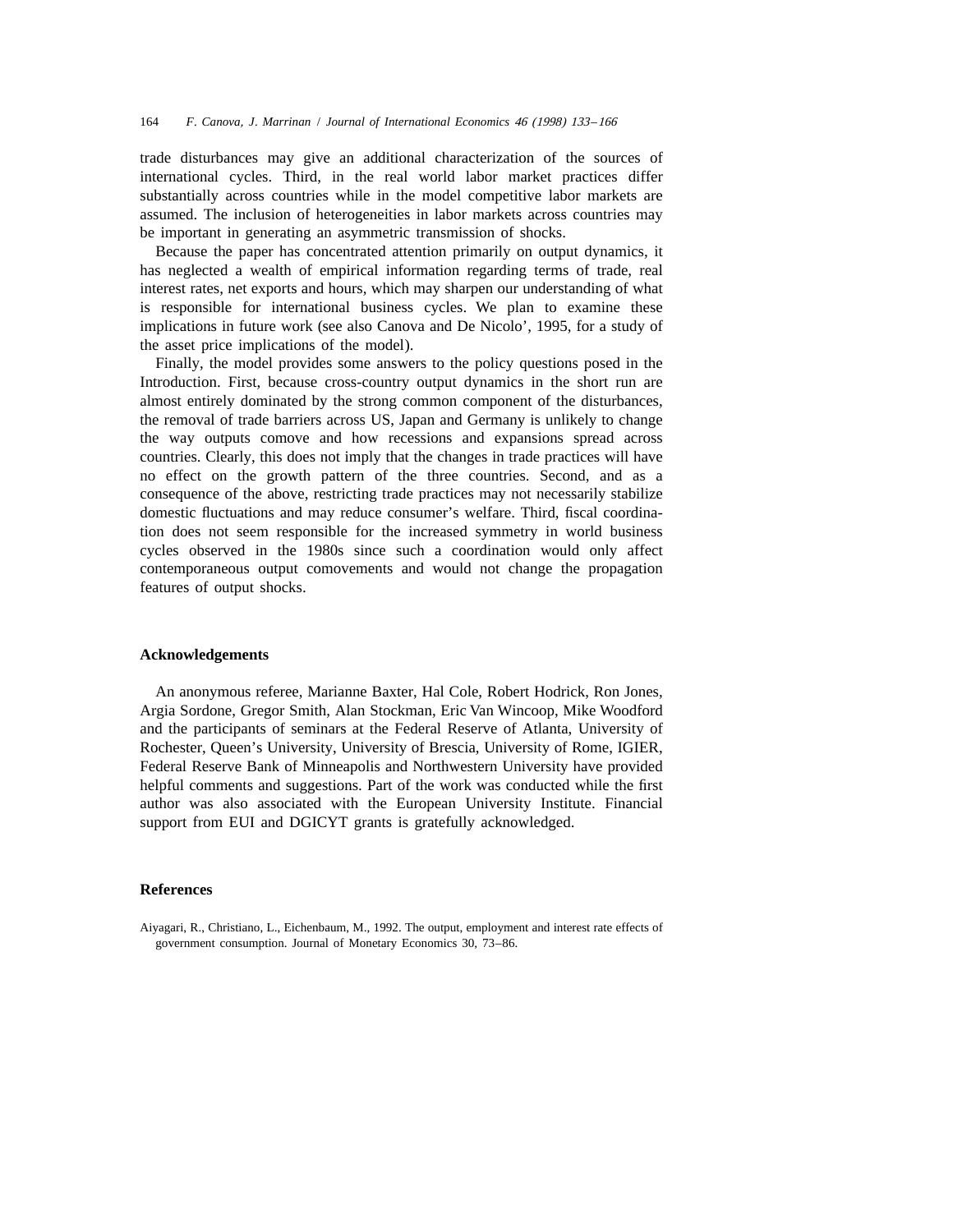trade disturbances may give an additional characterization of the sources of international cycles. Third, in the real world labor market practices differ substantially across countries while in the model competitive labor markets are assumed. The inclusion of heterogeneities in labor markets across countries may be important in generating an asymmetric transmission of shocks.

Because the paper has concentrated attention primarily on output dynamics, it has neglected a wealth of empirical information regarding terms of trade, real interest rates, net exports and hours, which may sharpen our understanding of what is responsible for international business cycles. We plan to examine these implications in future work (see also Canova and De Nicolo', 1995, for a study of the asset price implications of the model).

Finally, the model provides some answers to the policy questions posed in the Introduction. First, because cross-country output dynamics in the short run are almost entirely dominated by the strong common component of the disturbances, the removal of trade barriers across US, Japan and Germany is unlikely to change the way outputs comove and how recessions and expansions spread across countries. Clearly, this does not imply that the changes in trade practices will have no effect on the growth pattern of the three countries. Second, and as a consequence of the above, restricting trade practices may not necessarily stabilize domestic fluctuations and may reduce consumer's welfare. Third, fiscal coordination does not seem responsible for the increased symmetry in world business cycles observed in the 1980s since such a coordination would only affect contemporaneous output comovements and would not change the propagation features of output shocks.

## Acknowledgements

An anonymous referee, Marianne Baxter, Hal Cole, Robert Hodrick, Ron Jones, Argia Sordone, Gregor Smith, Alan Stockman, Eric Van Wincoop, Mike Woodford and the participants of seminars at the Federal Reserve of Atlanta, University of Rochester, Queen's University, University of Brescia, University of Rome, IGIER, Federal Reserve Bank of Minneapolis and Northwestern University have provided helpful comments and suggestions. Part of the work was conducted while the first author was also associated with the European University Institute. Financial support from EUI and DGICYT grants is gratefully acknowledged.

## References

Aiyagari, R., Christiano, L., Eichenbaum, M., 1992. The output, employment and interest rate effects of government consumption. Journal of Monetary Economics 30, 73–86.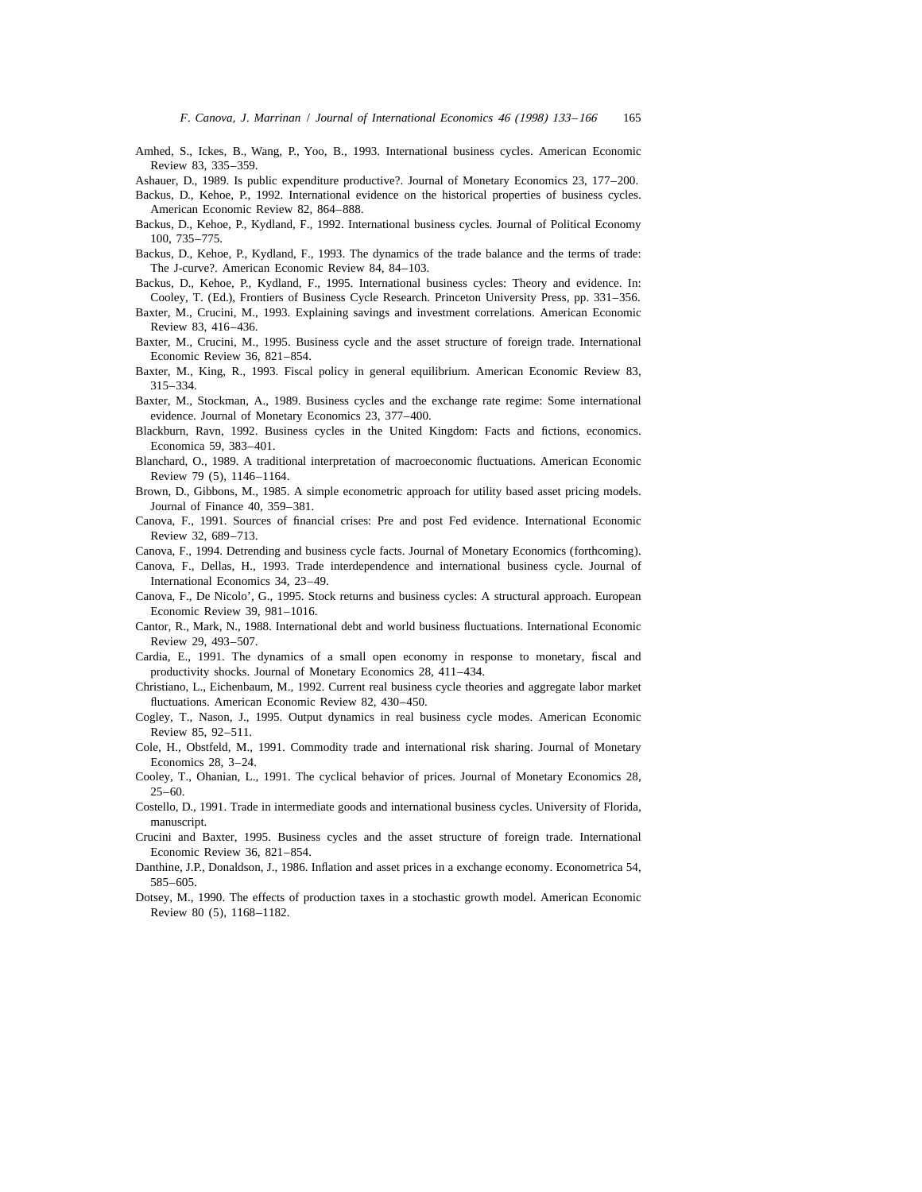Amhed, S., Ickes, B., Wang, P., Yoo, B., 1993. International business cycles. American Economic Review 83, 335–359.

Ashauer, D., 1989. Is public expenditure productive?. Journal of Monetary Economics 23, 177–200.

Backus, D., Kehoe, P., 1992. International evidence on the historical properties of business cycles. American Economic Review 82, 864–888.

Backus, D., Kehoe, P., Kydland, F., 1992. International business cycles. Journal of Political Economy 100, 735–775.

Backus, D., Kehoe, P., Kydland, F., 1993. The dynamics of the trade balance and the terms of trade: The J-curve?. American Economic Review 84, 84–103.

Backus, D., Kehoe, P., Kydland, F., 1995. International business cycles: Theory and evidence. In: Cooley, T. (Ed.), Frontiers of Business Cycle Research. Princeton University Press, pp. 331–356.

Baxter, M., Crucini, M., 1993. Explaining savings and investment correlations. American Economic Review 83, 416–436.

Baxter, M., Crucini, M., 1995. Business cycle and the asset structure of foreign trade. International Economic Review 36, 821–854.

Baxter, M., King, R., 1993. Fiscal policy in general equilibrium. American Economic Review 83, 315–334.

Baxter, M., Stockman, A., 1989. Business cycles and the exchange rate regime: Some international evidence. Journal of Monetary Economics 23, 377–400.

Blackburn, Ravn, 1992. Business cycles in the United Kingdom: Facts and fictions, economics. Economica 59, 383–401.

Blanchard, O., 1989. A traditional interpretation of macroeconomic fluctuations. American Economic Review 79 (5), 1146–1164.

Brown, D., Gibbons, M., 1985. A simple econometric approach for utility based asset pricing models. Journal of Finance 40, 359–381.

Canova, F., 1991. Sources of financial crises: Pre and post Fed evidence. International Economic Review 32, 689–713.

Canova, F., 1994. Detrending and business cycle facts. Journal of Monetary Economics (forthcoming).

Canova, F., Dellas, H., 1993. Trade interdependence and international business cycle. Journal of International Economics 34, 23–49.

Canova, F., De Nicolo', G., 1995. Stock returns and business cycles: A structural approach. European Economic Review 39, 981–1016.

Cantor, R., Mark, N., 1988. International debt and world business fluctuations. International Economic Review 29, 493–507.

Cardia, E., 1991. The dynamics of a small open economy in response to monetary, fiscal and productivity shocks. Journal of Monetary Economics 28, 411–434.

Christiano, L., Eichenbaum, M., 1992. Current real business cycle theories and aggregate labor market fluctuations. American Economic Review 82, 430–450.

Cogley, T., Nason, J., 1995. Output dynamics in real business cycle modes. American Economic Review 85, 92–511.

Cole, H., Obstfeld, M., 1991. Commodity trade and international risk sharing. Journal of Monetary Economics 28, 3–24.

Cooley, T., Ohanian, L., 1991. The cyclical behavior of prices. Journal of Monetary Economics 28, 25–60.

Costello, D., 1991. Trade in intermediate goods and international business cycles. University of Florida, manuscript.

Crucini and Baxter, 1995. Business cycles and the asset structure of foreign trade. International Economic Review 36, 821–854.

Danthine, J.P., Donaldson, J., 1986. Inflation and asset prices in a exchange economy. Econometrica 54, 585–605.

Dotsey, M., 1990. The effects of production taxes in a stochastic growth model. American Economic Review 80 (5), 1168–1182.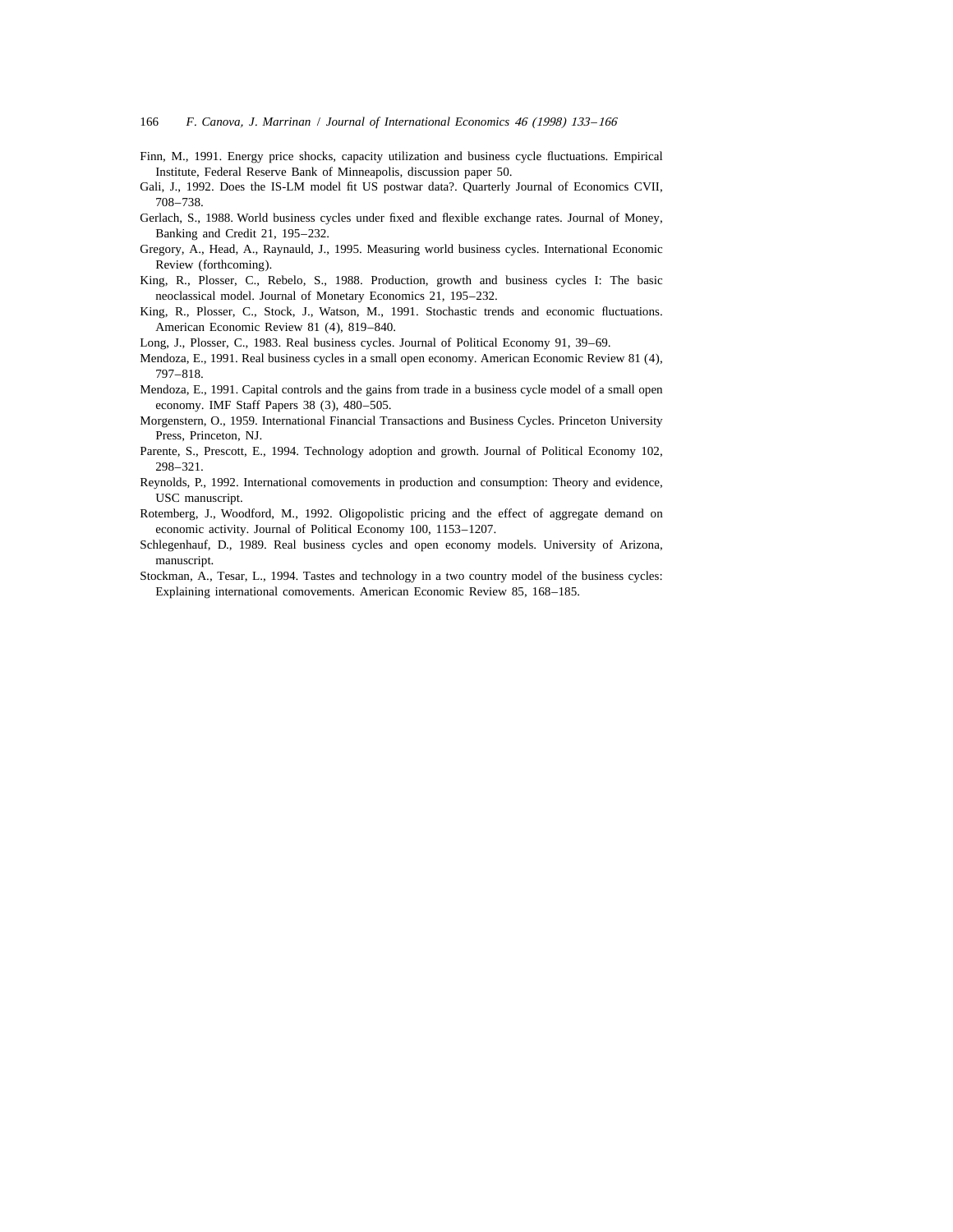Finn, M., 1991. Energy price shocks, capacity utilization and business cycle fluctuations. Empirical Institute, Federal Reserve Bank of Minneapolis, discussion paper 50.

Gali, J., 1992. Does the IS-LM model fit US postwar data?. Quarterly Journal of Economics CVII, 708–738.

Gerlach, S., 1988. World business cycles under fixed and flexible exchange rates. Journal of Money, Banking and Credit 21, 195–232.

Gregory, A., Head, A., Raynauld, J., 1995. Measuring world business cycles. International Economic Review (forthcoming).

King, R., Plosser, C., Rebelo, S., 1988. Production, growth and business cycles I: The basic neoclassical model. Journal of Monetary Economics 21, 195–232.

King, R., Plosser, C., Stock, J., Watson, M., 1991. Stochastic trends and economic fluctuations. American Economic Review 81 (4), 819–840.

Long, J., Plosser, C., 1983. Real business cycles. Journal of Political Economy 91, 39–69.

Mendoza, E., 1991. Real business cycles in a small open economy. American Economic Review 81 (4), 797–818.

Mendoza, E., 1991. Capital controls and the gains from trade in a business cycle model of a small open economy. IMF Staff Papers 38 (3), 480–505.

Morgenstern, O., 1959. International Financial Transactions and Business Cycles. Princeton University Press, Princeton, NJ.

Parente, S., Prescott, E., 1994. Technology adoption and growth. Journal of Political Economy 102, 298–321.

Reynolds, P., 1992. International comovements in production and consumption: Theory and evidence, USC manuscript.

Rotemberg, J., Woodford, M., 1992. Oligopolistic pricing and the effect of aggregate demand on economic activity. Journal of Political Economy 100, 1153–1207.

Schlegenhauf, D., 1989. Real business cycles and open economy models. University of Arizona, manuscript.

Stockman, A., Tesar, L., 1994. Tastes and technology in a two country model of the business cycles: Explaining international comovements. American Economic Review 85, 168–185.